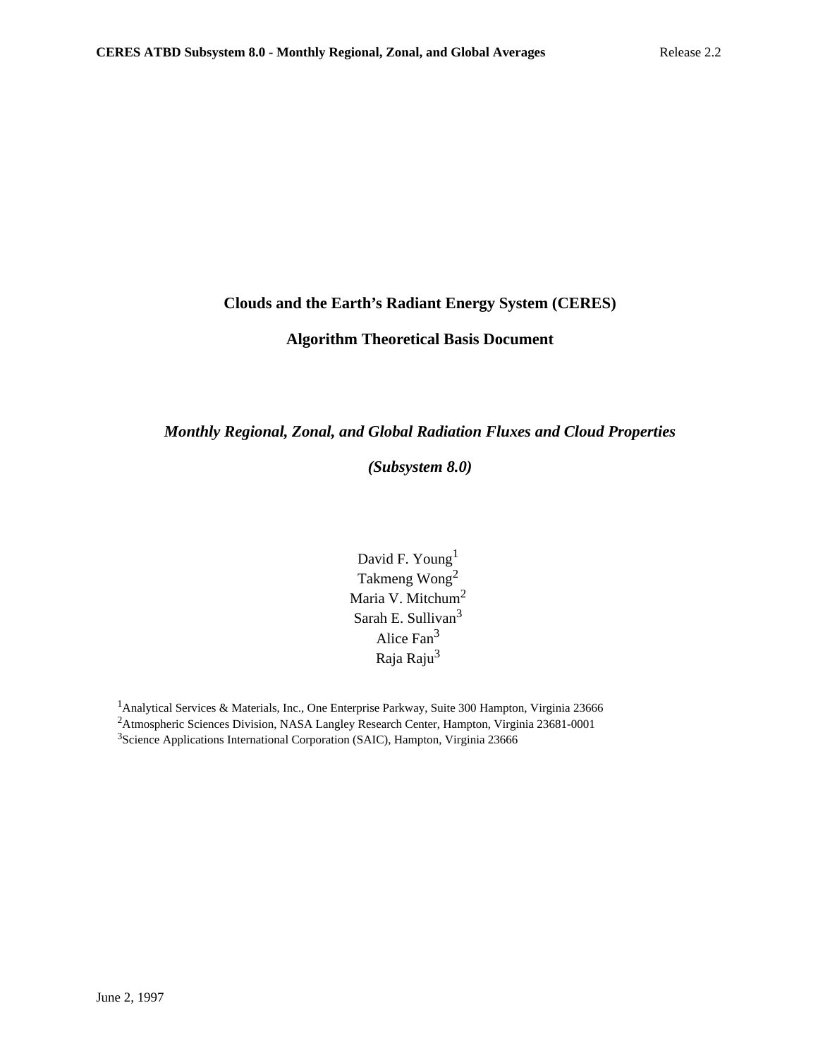# Clouds and the Earth's Radiant Energy System (CERES)

# Algorithm Theoretical Basis Document

## *Monthly Regional, Zonal, and Global Radiation Fluxes and Cloud Properties*

## *(Subsystem 8.0)*

David F. Young[1]
Takmeng Wong[2]
Maria V. Mitchum[2]
Sarah E. Sullivan[3]
Alice Fan[3]
Raja Raju[3]

[1]Analytical Services & Materials, Inc., One Enterprise Parkway, Suite 300 Hampton, Virginia 23666
[2]Atmospheric Sciences Division, NASA Langley Research Center, Hampton, Virginia 23681-0001
[3]Science Applications International Corporation (SAIC), Hampton, Virginia 23666

June 2, 1997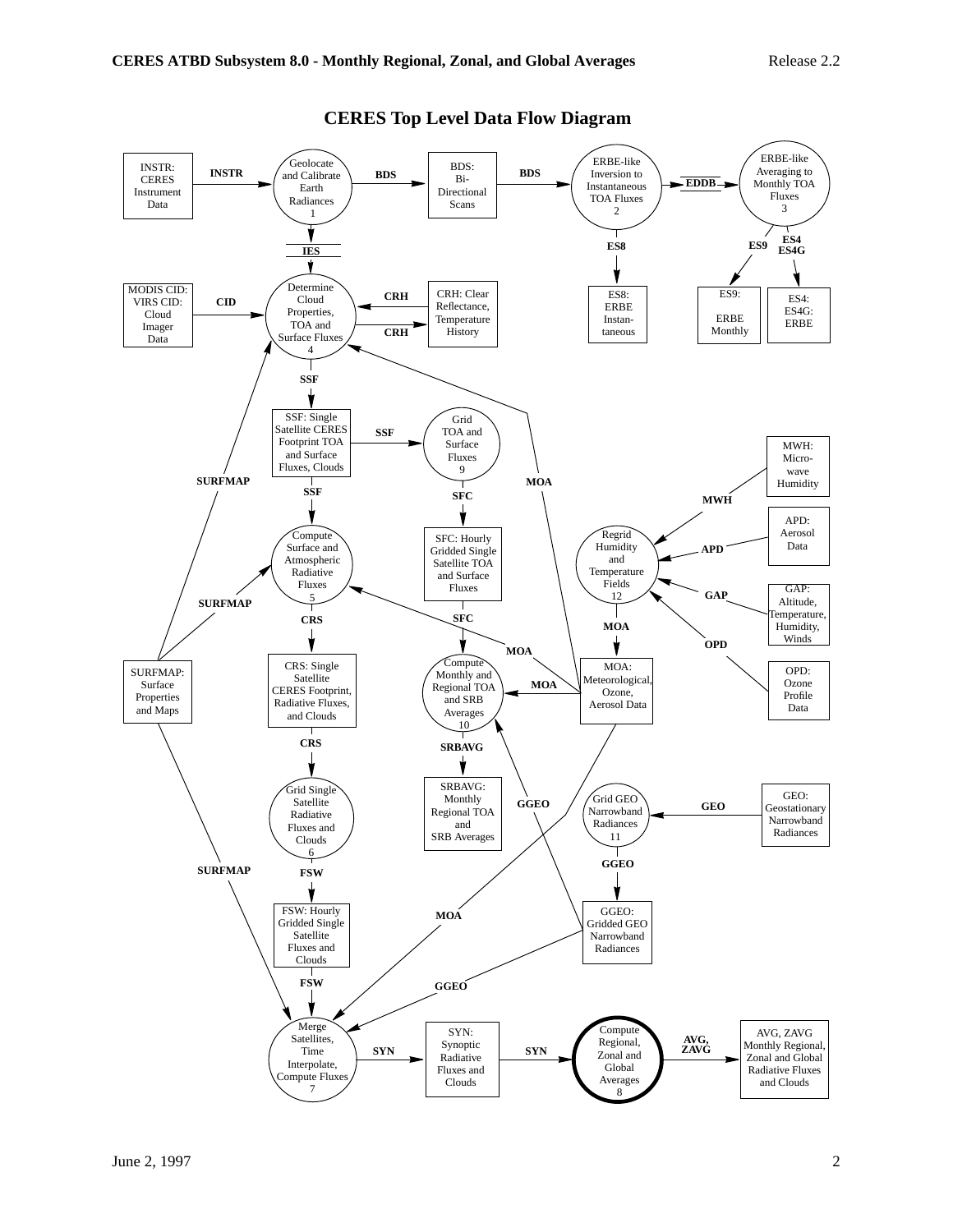# CERES Top Level Data Flow Diagram

INSTR: CERES Instrument Data

INSTR

Geolocate and Calibrate Earth Radiances 1

BDS

BDS: Bi-Directional Scans

BDS

ERBE-like Inversion to Instantaneous TOA Fluxes 2

EDDB

ERBE-like Averaging to Monthly TOA Fluxes 3

ES8

ES9

ES4 ES4G

ES8: ERBE Instantaneous

ES9: ERBE Monthly

ES4: ES4G: ERBE

IES

MODIS CID: VIRS CID: Cloud Imager Data

CID

Determine Cloud Properties, TOA and Surface Fluxes 4

CRH

CRH

CRH: Clear Reflectance, Temperature History

SSF

SSF: Single Satellite CERES Footprint TOA and Surface Fluxes, Clouds

SSF

Grid TOA and Surface Fluxes 9

MWH: Micro-wave Humidity

SURFMAP

SSF

SFC

MOA

MWH

APD: Aerosol Data

Compute Surface and Atmospheric Radiative Fluxes 5

SFC: Hourly Gridded Single Satellite TOA and Surface Fluxes

Regrid Humidity and Temperature Fields 12

APD

GAP

GAP: Altitude, Temperature, Humidity, Winds

SURFMAP

CRS

SFC

MOA

OPD

MOA

SURFMAP: Surface Properties and Maps

CRS: Single Satellite CERES Footprint, Radiative Fluxes, and Clouds

Compute Monthly and Regional TOA and SRB Averages 10

MOA

MOA: Meteorological, Ozone, Aerosol Data

OPD: Ozone Profile Data

CRS

SRBAVG

Grid Single Satellite Radiative Fluxes and Clouds 6

SRBAVG: Monthly Regional TOA and SRB Averages

GGEO

Grid GEO Narrowband Radiances 11

GEO

GEO: Geostationary Narrowband Radiances

SURFMAP

FSW

GGEO

FSW: Hourly Gridded Single Satellite Fluxes and Clouds

MOA

GGEO: Gridded GEO Narrowband Radiances

FSW

GGEO

Merge Satellites, Time Interpolate, Compute Fluxes 7

SYN

SYN: Synoptic Radiative Fluxes and Clouds

SYN

Compute Regional, Zonal and Global Averages 8

AVG, ZAVG

AVG, ZAVG Monthly Regional, Zonal and Global Radiative Fluxes and Clouds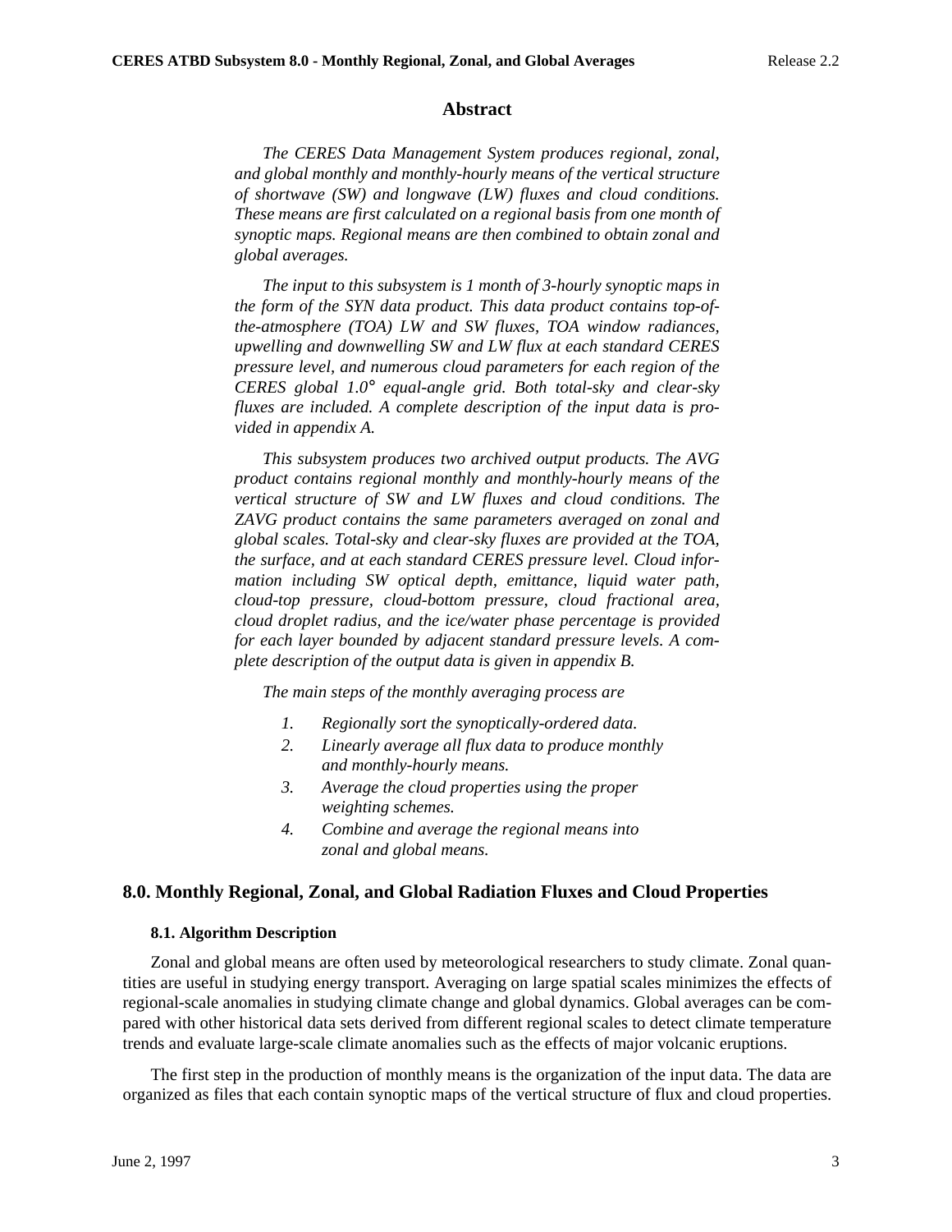## Abstract

*The CERES Data Management System produces regional, zonal, and global monthly and monthly-hourly means of the vertical structure of shortwave (SW) and longwave (LW) fluxes and cloud conditions. These means are first calculated on a regional basis from one month of synoptic maps. Regional means are then combined to obtain zonal and global averages.*

*The input to this subsystem is 1 month of 3-hourly synoptic maps in the form of the SYN data product. This data product contains top-of-the-atmosphere (TOA) LW and SW fluxes, TOA window radiances, upwelling and downwelling SW and LW flux at each standard CERES pressure level, and numerous cloud parameters for each region of the CERES global 1.0° equal-angle grid. Both total-sky and clear-sky fluxes are included. A complete description of the input data is provided in appendix A.*

*This subsystem produces two archived output products. The AVG product contains regional monthly and monthly-hourly means of the vertical structure of SW and LW fluxes and cloud conditions. The ZAVG product contains the same parameters averaged on zonal and global scales. Total-sky and clear-sky fluxes are provided at the TOA, the surface, and at each standard CERES pressure level. Cloud information including SW optical depth, emittance, liquid water path, cloud-top pressure, cloud-bottom pressure, cloud fractional area, cloud droplet radius, and the ice/water phase percentage is provided for each layer bounded by adjacent standard pressure levels. A complete description of the output data is given in appendix B.*

*The main steps of the monthly averaging process are*

1. *Regionally sort the synoptically-ordered data.*
2. *Linearly average all flux data to produce monthly and monthly-hourly means.*
3. *Average the cloud properties using the proper weighting schemes.*
4. *Combine and average the regional means into zonal and global means.*

# 8.0. Monthly Regional, Zonal, and Global Radiation Fluxes and Cloud Properties

## 8.1. Algorithm Description

Zonal and global means are often used by meteorological researchers to study climate. Zonal quantities are useful in studying energy transport. Averaging on large spatial scales minimizes the effects of regional-scale anomalies in studying climate change and global dynamics. Global averages can be compared with other historical data sets derived from different regional scales to detect climate temperature trends and evaluate large-scale climate anomalies such as the effects of major volcanic eruptions.

The first step in the production of monthly means is the organization of the input data. The data are organized as files that each contain synoptic maps of the vertical structure of flux and cloud properties.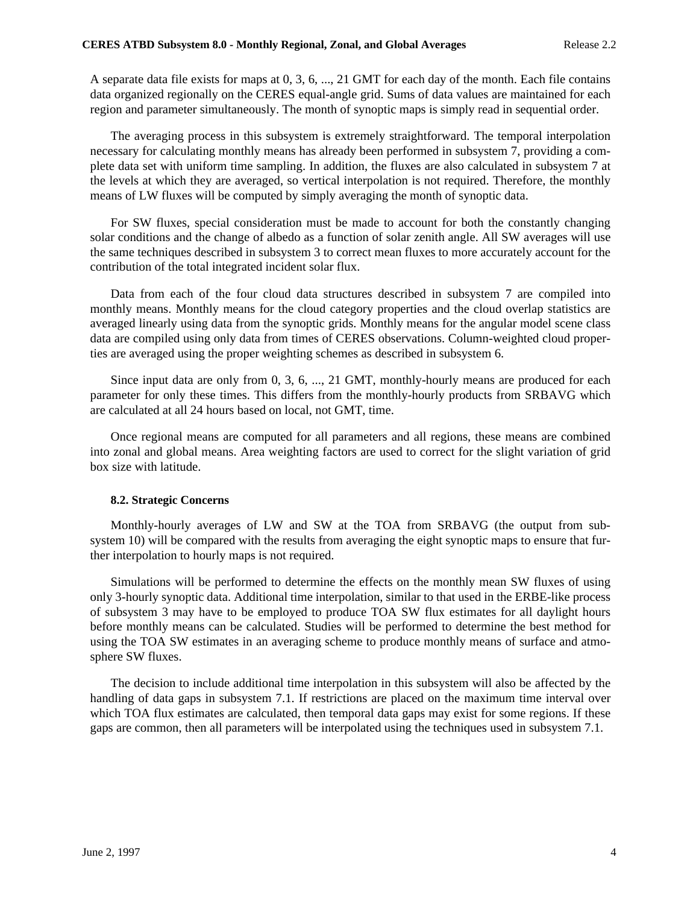A separate data file exists for maps at 0, 3, 6, ..., 21 GMT for each day of the month. Each file contains data organized regionally on the CERES equal-angle grid. Sums of data values are maintained for each region and parameter simultaneously. The month of synoptic maps is simply read in sequential order.

The averaging process in this subsystem is extremely straightforward. The temporal interpolation necessary for calculating monthly means has already been performed in subsystem 7, providing a complete data set with uniform time sampling. In addition, the fluxes are also calculated in subsystem 7 at the levels at which they are averaged, so vertical interpolation is not required. Therefore, the monthly means of LW fluxes will be computed by simply averaging the month of synoptic data.

For SW fluxes, special consideration must be made to account for both the constantly changing solar conditions and the change of albedo as a function of solar zenith angle. All SW averages will use the same techniques described in subsystem 3 to correct mean fluxes to more accurately account for the contribution of the total integrated incident solar flux.

Data from each of the four cloud data structures described in subsystem 7 are compiled into monthly means. Monthly means for the cloud category properties and the cloud overlap statistics are averaged linearly using data from the synoptic grids. Monthly means for the angular model scene class data are compiled using only data from times of CERES observations. Column-weighted cloud properties are averaged using the proper weighting schemes as described in subsystem 6.

Since input data are only from 0, 3, 6, ..., 21 GMT, monthly-hourly means are produced for each parameter for only these times. This differs from the monthly-hourly products from SRBAVG which are calculated at all 24 hours based on local, not GMT, time.

Once regional means are computed for all parameters and all regions, these means are combined into zonal and global means. Area weighting factors are used to correct for the slight variation of grid box size with latitude.

### 8.2. Strategic Concerns

Monthly-hourly averages of LW and SW at the TOA from SRBAVG (the output from subsystem 10) will be compared with the results from averaging the eight synoptic maps to ensure that further interpolation to hourly maps is not required.

Simulations will be performed to determine the effects on the monthly mean SW fluxes of using only 3-hourly synoptic data. Additional time interpolation, similar to that used in the ERBE-like process of subsystem 3 may have to be employed to produce TOA SW flux estimates for all daylight hours before monthly means can be calculated. Studies will be performed to determine the best method for using the TOA SW estimates in an averaging scheme to produce monthly means of surface and atmosphere SW fluxes.

The decision to include additional time interpolation in this subsystem will also be affected by the handling of data gaps in subsystem 7.1. If restrictions are placed on the maximum time interval over which TOA flux estimates are calculated, then temporal data gaps may exist for some regions. If these gaps are common, then all parameters will be interpolated using the techniques used in subsystem 7.1.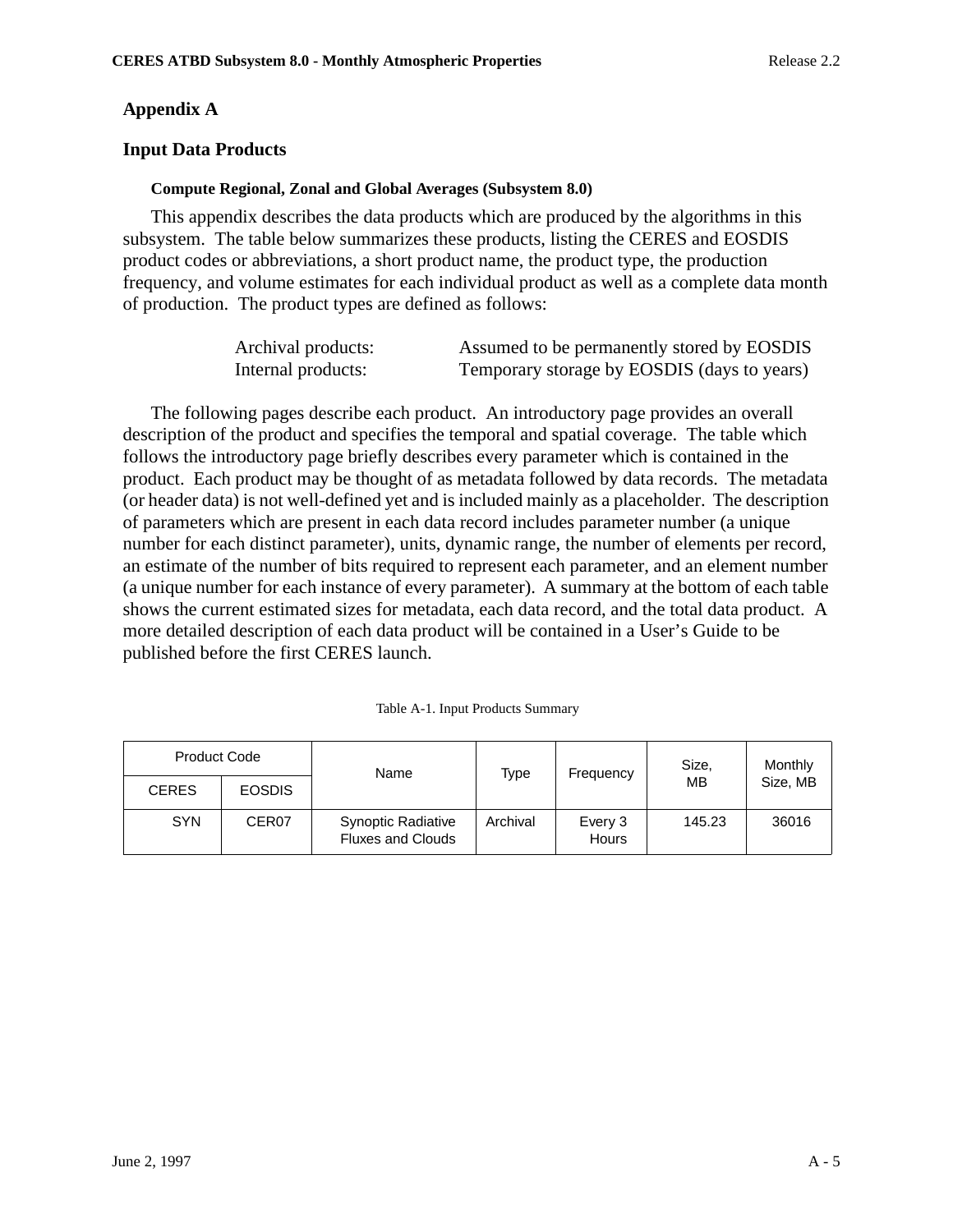# Appendix A

## Input Data Products

### Compute Regional, Zonal and Global Averages (Subsystem 8.0)

This appendix describes the data products which are produced by the algorithms in this subsystem. The table below summarizes these products, listing the CERES and EOSDIS product codes or abbreviations, a short product name, the product type, the production frequency, and volume estimates for each individual product as well as a complete data month of production. The product types are defined as follows:

| | |
|---|---|
| Archival products: | Assumed to be permanently stored by EOSDIS |
| Internal products: | Temporary storage by EOSDIS (days to years) |

The following pages describe each product. An introductory page provides an overall description of the product and specifies the temporal and spatial coverage. The table which follows the introductory page briefly describes every parameter which is contained in the product. Each product may be thought of as metadata followed by data records. The metadata (or header data) is not well-defined yet and is included mainly as a placeholder. The description of parameters which are present in each data record includes parameter number (a unique number for each distinct parameter), units, dynamic range, the number of elements per record, an estimate of the number of bits required to represent each parameter, and an element number (a unique number for each instance of every parameter). A summary at the bottom of each table shows the current estimated sizes for metadata, each data record, and the total data product. A more detailed description of each data product will be contained in a User's Guide to be published before the first CERES launch.

Table A-1. Input Products Summary

| Product Code | | Name | Type | Frequency | Size, MB | Monthly Size, MB |
|---|---|---|---|---|---|---|
| CERES | EOSDIS | | | | | |
| SYN | CER07 | Synoptic Radiative Fluxes and Clouds | Archival | Every 3 Hours | 145.23 | 36016 |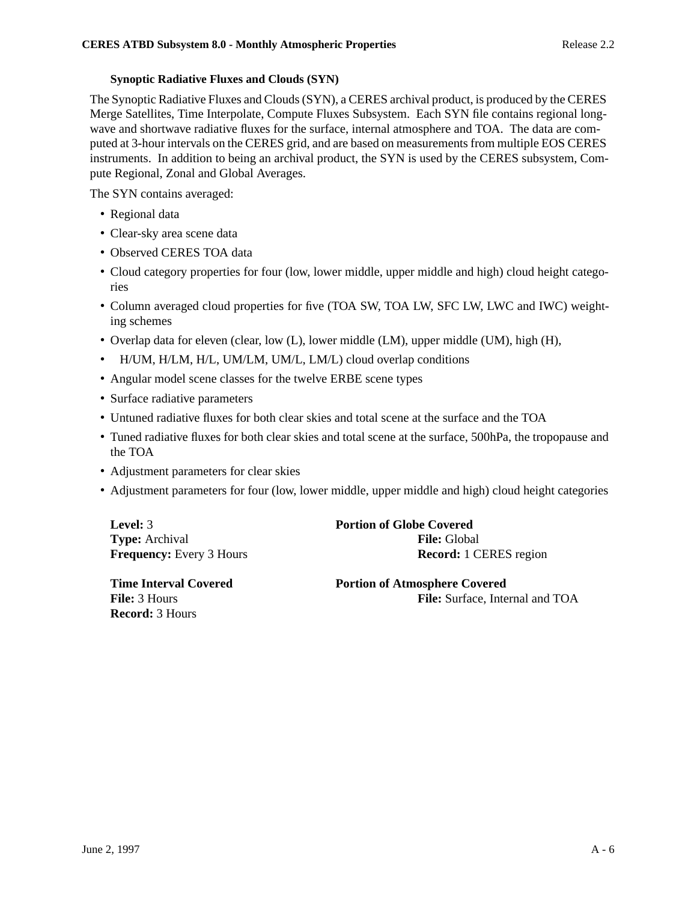### Synoptic Radiative Fluxes and Clouds (SYN)

The Synoptic Radiative Fluxes and Clouds (SYN), a CERES archival product, is produced by the CERES Merge Satellites, Time Interpolate, Compute Fluxes Subsystem. Each SYN file contains regional longwave and shortwave radiative fluxes for the surface, internal atmosphere and TOA. The data are computed at 3-hour intervals on the CERES grid, and are based on measurements from multiple EOS CERES instruments. In addition to being an archival product, the SYN is used by the CERES subsystem, Compute Regional, Zonal and Global Averages.

The SYN contains averaged:

- Regional data
- Clear-sky area scene data
- Observed CERES TOA data
- Cloud category properties for four (low, lower middle, upper middle and high) cloud height categories
- Column averaged cloud properties for five (TOA SW, TOA LW, SFC LW, LWC and IWC) weighting schemes
- Overlap data for eleven (clear, low (L), lower middle (LM), upper middle (UM), high (H),
- H/UM, H/LM, H/L, UM/LM, UM/L, LM/L) cloud overlap conditions
- Angular model scene classes for the twelve ERBE scene types
- Surface radiative parameters
- Untuned radiative fluxes for both clear skies and total scene at the surface and the TOA
- Tuned radiative fluxes for both clear skies and total scene at the surface, 500hPa, the tropopause and the TOA
- Adjustment parameters for clear skies
- Adjustment parameters for four (low, lower middle, upper middle and high) cloud height categories

**Level:** 3
**Type:** Archival
**Frequency:** Every 3 Hours

**Portion of Globe Covered**
**File:** Global
**Record:** 1 CERES region

**Time Interval Covered**
**File:** 3 Hours
**Record:** 3 Hours

**Portion of Atmosphere Covered**
**File:** Surface, Internal and TOA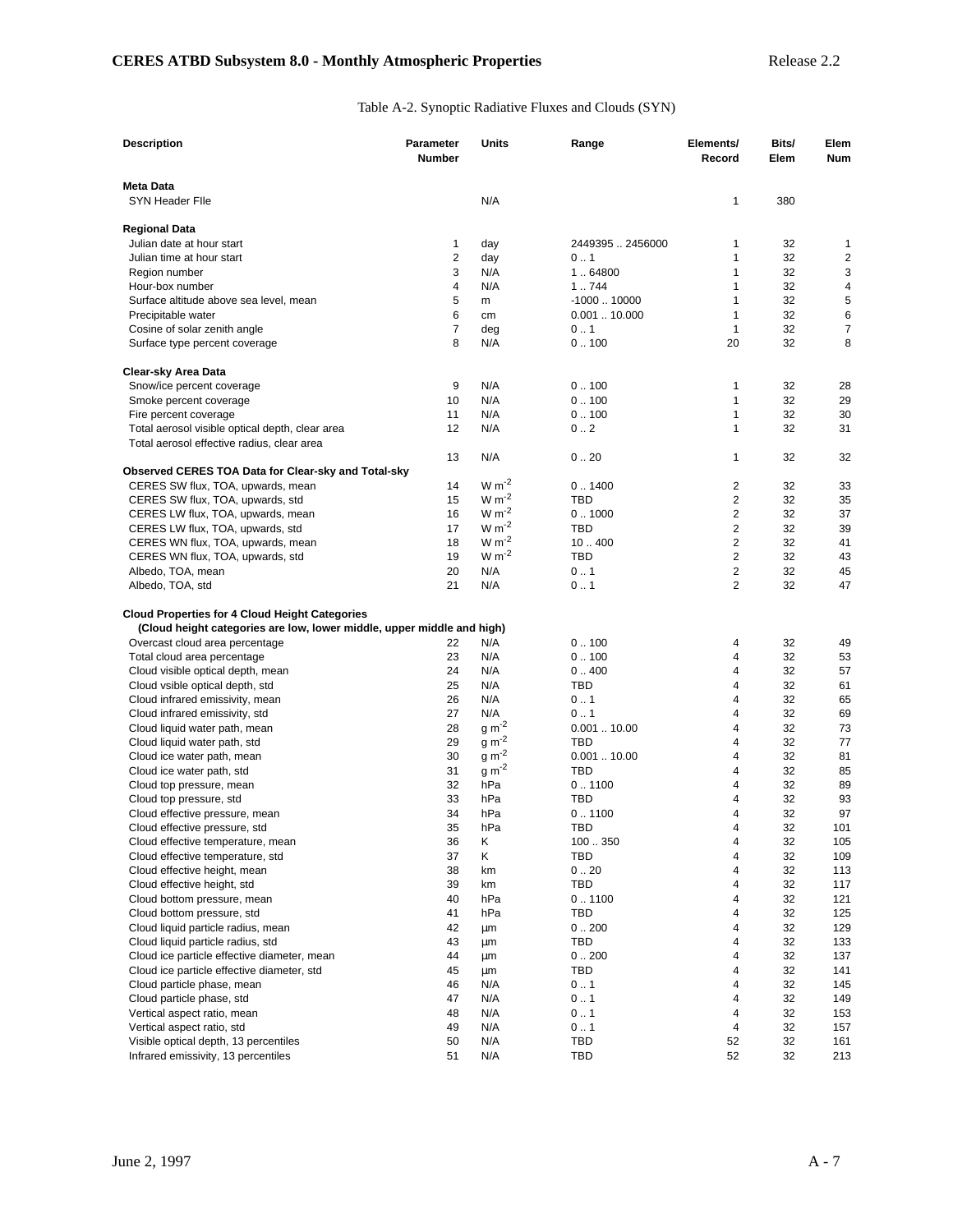Table A-2. Synoptic Radiative Fluxes and Clouds (SYN)

| Description | Parameter Number | Units | Range | Elements/ Record | Bits/ Elem | Elem Num |
|---|---|---|---|---|---|---|
| **Meta Data** | | | | | | |
| SYN Header FIle | | N/A | | 1 | 380 | |
| **Regional Data** | | | | | | |
| Julian date at hour start | 1 | day | 2449395 .. 2456000 | 1 | 32 | 1 |
| Julian time at hour start | 2 | day | 0 .. 1 | 1 | 32 | 2 |
| Region number | 3 | N/A | 1 .. 64800 | 1 | 32 | 3 |
| Hour-box number | 4 | N/A | 1 .. 744 | 1 | 32 | 4 |
| Surface altitude above sea level, mean | 5 | m | -1000 .. 10000 | 1 | 32 | 5 |
| Precipitable water | 6 | cm | 0.001 .. 10.000 | 1 | 32 | 6 |
| Cosine of solar zenith angle | 7 | deg | 0 .. 1 | 1 | 32 | 7 |
| Surface type percent coverage | 8 | N/A | 0 .. 100 | 20 | 32 | 8 |
| **Clear-sky Area Data** | | | | | | |
| Snow/ice percent coverage | 9 | N/A | 0 .. 100 | 1 | 32 | 28 |
| Smoke percent coverage | 10 | N/A | 0 .. 100 | 1 | 32 | 29 |
| Fire percent coverage | 11 | N/A | 0 .. 100 | 1 | 32 | 30 |
| Total aerosol visible optical depth, clear area | 12 | N/A | 0 .. 2 | 1 | 32 | 31 |
| Total aerosol effective radius, clear area | 13 | N/A | 0 .. 20 | 1 | 32 | 32 |
| **Observed CERES TOA Data for Clear-sky and Total-sky** | | | | | | |
| CERES SW flux, TOA, upwards, mean | 14 | W m$^{-2}$ | 0 .. 1400 | 2 | 32 | 33 |
| CERES SW flux, TOA, upwards, std | 15 | W m$^{-2}$ | TBD | 2 | 32 | 35 |
| CERES LW flux, TOA, upwards, mean | 16 | W m$^{-2}$ | 0 .. 1000 | 2 | 32 | 37 |
| CERES LW flux, TOA, upwards, std | 17 | W m$^{-2}$ | TBD | 2 | 32 | 39 |
| CERES WN flux, TOA, upwards, mean | 18 | W m$^{-2}$ | 10 .. 400 | 2 | 32 | 41 |
| CERES WN flux, TOA, upwards, std | 19 | W m$^{-2}$ | TBD | 2 | 32 | 43 |
| Albedo, TOA, mean | 20 | N/A | 0 .. 1 | 2 | 32 | 45 |
| Albedo, TOA, std | 21 | N/A | 0 .. 1 | 2 | 32 | 47 |
| **Cloud Properties for 4 Cloud Height Categories** | | | | | | |
| **(Cloud height categories are low, lower middle, upper middle and high)** | | | | | | |
| Overcast cloud area percentage | 22 | N/A | 0 .. 100 | 4 | 32 | 49 |
| Total cloud area percentage | 23 | N/A | 0 .. 100 | 4 | 32 | 53 |
| Cloud visible optical depth, mean | 24 | N/A | 0 .. 400 | 4 | 32 | 57 |
| Cloud vsible optical depth, std | 25 | N/A | TBD | 4 | 32 | 61 |
| Cloud infrared emissivity, mean | 26 | N/A | 0 .. 1 | 4 | 32 | 65 |
| Cloud infrared emissivity, std | 27 | N/A | 0 .. 1 | 4 | 32 | 69 |
| Cloud liquid water path, mean | 28 | g m$^{-2}$ | 0.001 .. 10.00 | 4 | 32 | 73 |
| Cloud liquid water path, std | 29 | g m$^{-2}$ | TBD | 4 | 32 | 77 |
| Cloud ice water path, mean | 30 | g m$^{-2}$ | 0.001 .. 10.00 | 4 | 32 | 81 |
| Cloud ice water path, std | 31 | g m$^{-2}$ | TBD | 4 | 32 | 85 |
| Cloud top pressure, mean | 32 | hPa | 0 .. 1100 | 4 | 32 | 89 |
| Cloud top pressure, std | 33 | hPa | TBD | 4 | 32 | 93 |
| Cloud effective pressure, mean | 34 | hPa | 0 .. 1100 | 4 | 32 | 97 |
| Cloud effective pressure, std | 35 | hPa | TBD | 4 | 32 | 101 |
| Cloud effective temperature, mean | 36 | K | 100 .. 350 | 4 | 32 | 105 |
| Cloud effective temperature, std | 37 | K | TBD | 4 | 32 | 109 |
| Cloud effective height, mean | 38 | km | 0 .. 20 | 4 | 32 | 113 |
| Cloud effective height, std | 39 | km | TBD | 4 | 32 | 117 |
| Cloud bottom pressure, mean | 40 | hPa | 0 .. 1100 | 4 | 32 | 121 |
| Cloud bottom pressure, std | 41 | hPa | TBD | 4 | 32 | 125 |
| Cloud liquid particle radius, mean | 42 | µm | 0 .. 200 | 4 | 32 | 129 |
| Cloud liquid particle radius, std | 43 | µm | TBD | 4 | 32 | 133 |
| Cloud ice particle effective diameter, mean | 44 | µm | 0 .. 200 | 4 | 32 | 137 |
| Cloud ice particle effective diameter, std | 45 | µm | TBD | 4 | 32 | 141 |
| Cloud particle phase, mean | 46 | N/A | 0 .. 1 | 4 | 32 | 145 |
| Cloud particle phase, std | 47 | N/A | 0 .. 1 | 4 | 32 | 149 |
| Vertical aspect ratio, mean | 48 | N/A | 0 .. 1 | 4 | 32 | 153 |
| Vertical aspect ratio, std | 49 | N/A | 0 .. 1 | 4 | 32 | 157 |
| Visible optical depth, 13 percentiles | 50 | N/A | TBD | 52 | 32 | 161 |
| Infrared emissivity, 13 percentiles | 51 | N/A | TBD | 52 | 32 | 213 |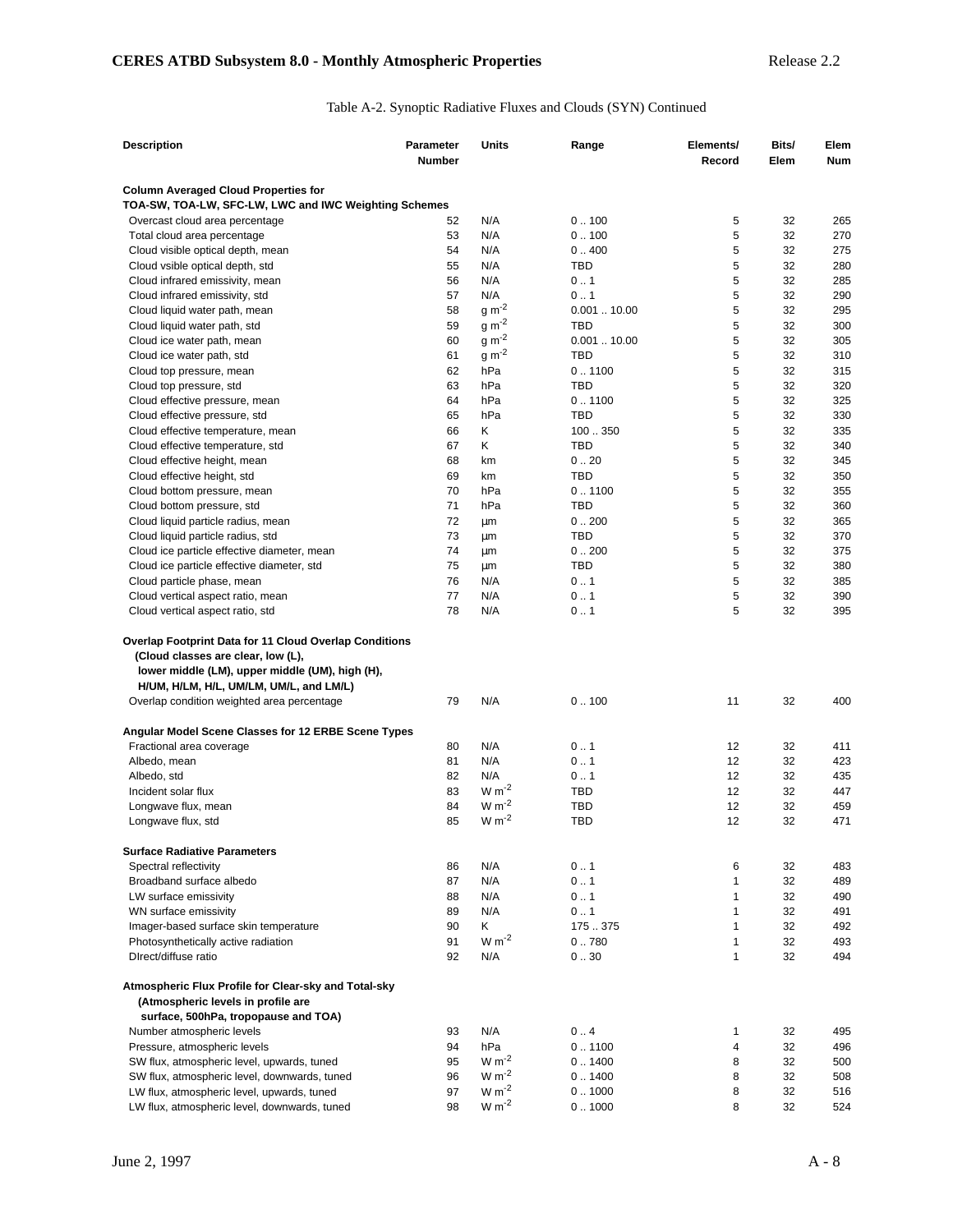Table A-2. Synoptic Radiative Fluxes and Clouds (SYN) Continued

| Description | Parameter Number | Units | Range | Elements/ Record | Bits/ Elem | Elem Num |
|---|---|---|---|---|---|---|
| **Column Averaged Cloud Properties for TOA-SW, TOA-LW, SFC-LW, LWC and IWC Weighting Schemes** | | | | | | |
| Overcast cloud area percentage | 52 | N/A | 0 .. 100 | 5 | 32 | 265 |
| Total cloud area percentage | 53 | N/A | 0 .. 100 | 5 | 32 | 270 |
| Cloud visible optical depth, mean | 54 | N/A | 0 .. 400 | 5 | 32 | 275 |
| Cloud vsible optical depth, std | 55 | N/A | TBD | 5 | 32 | 280 |
| Cloud infrared emissivity, mean | 56 | N/A | 0 .. 1 | 5 | 32 | 285 |
| Cloud infrared emissivity, std | 57 | N/A | 0 .. 1 | 5 | 32 | 290 |
| Cloud liquid water path, mean | 58 | g $m^{-2}$ | 0.001 .. 10.00 | 5 | 32 | 295 |
| Cloud liquid water path, std | 59 | g $m^{-2}$ | TBD | 5 | 32 | 300 |
| Cloud ice water path, mean | 60 | g $m^{-2}$ | 0.001 .. 10.00 | 5 | 32 | 305 |
| Cloud ice water path, std | 61 | g $m^{-2}$ | TBD | 5 | 32 | 310 |
| Cloud top pressure, mean | 62 | hPa | 0 .. 1100 | 5 | 32 | 315 |
| Cloud top pressure, std | 63 | hPa | TBD | 5 | 32 | 320 |
| Cloud effective pressure, mean | 64 | hPa | 0 .. 1100 | 5 | 32 | 325 |
| Cloud effective pressure, std | 65 | hPa | TBD | 5 | 32 | 330 |
| Cloud effective temperature, mean | 66 | K | 100 .. 350 | 5 | 32 | 335 |
| Cloud effective temperature, std | 67 | K | TBD | 5 | 32 | 340 |
| Cloud effective height, mean | 68 | km | 0 .. 20 | 5 | 32 | 345 |
| Cloud effective height, std | 69 | km | TBD | 5 | 32 | 350 |
| Cloud bottom pressure, mean | 70 | hPa | 0 .. 1100 | 5 | 32 | 355 |
| Cloud bottom pressure, std | 71 | hPa | TBD | 5 | 32 | 360 |
| Cloud liquid particle radius, mean | 72 | µm | 0 .. 200 | 5 | 32 | 365 |
| Cloud liquid particle radius, std | 73 | µm | TBD | 5 | 32 | 370 |
| Cloud ice particle effective diameter, mean | 74 | µm | 0 .. 200 | 5 | 32 | 375 |
| Cloud ice particle effective diameter, std | 75 | µm | TBD | 5 | 32 | 380 |
| Cloud particle phase, mean | 76 | N/A | 0 .. 1 | 5 | 32 | 385 |
| Cloud vertical aspect ratio, mean | 77 | N/A | 0 .. 1 | 5 | 32 | 390 |
| Cloud vertical aspect ratio, std | 78 | N/A | 0 .. 1 | 5 | 32 | 395 |
| **Overlap Footprint Data for 11 Cloud Overlap Conditions (Cloud classes are clear, low (L), lower middle (LM), upper middle (UM), high (H), H/UM, H/LM, H/L, UM/LM, UM/L, and LM/L)** | | | | | | |
| Overlap condition weighted area percentage | 79 | N/A | 0 .. 100 | 11 | 32 | 400 |
| **Angular Model Scene Classes for 12 ERBE Scene Types** | | | | | | |
| Fractional area coverage | 80 | N/A | 0 .. 1 | 12 | 32 | 411 |
| Albedo, mean | 81 | N/A | 0 .. 1 | 12 | 32 | 423 |
| Albedo, std | 82 | N/A | 0 .. 1 | 12 | 32 | 435 |
| Incident solar flux | 83 | W $m^{-2}$ | TBD | 12 | 32 | 447 |
| Longwave flux, mean | 84 | W $m^{-2}$ | TBD | 12 | 32 | 459 |
| Longwave flux, std | 85 | W $m^{-2}$ | TBD | 12 | 32 | 471 |
| **Surface Radiative Parameters** | | | | | | |
| Spectral reflectivity | 86 | N/A | 0 .. 1 | 6 | 32 | 483 |
| Broadband surface albedo | 87 | N/A | 0 .. 1 | 1 | 32 | 489 |
| LW surface emissivity | 88 | N/A | 0 .. 1 | 1 | 32 | 490 |
| WN surface emissivity | 89 | N/A | 0 .. 1 | 1 | 32 | 491 |
| Imager-based surface skin temperature | 90 | K | 175 .. 375 | 1 | 32 | 492 |
| Photosynthetically active radiation | 91 | W $m^{-2}$ | 0 .. 780 | 1 | 32 | 493 |
| DIrect/diffuse ratio | 92 | N/A | 0 .. 30 | 1 | 32 | 494 |
| **Atmospheric Flux Profile for Clear-sky and Total-sky (Atmospheric levels in profile are surface, 500hPa, tropopause and TOA)** | | | | | | |
| Number atmospheric levels | 93 | N/A | 0 .. 4 | 1 | 32 | 495 |
| Pressure, atmospheric levels | 94 | hPa | 0 .. 1100 | 4 | 32 | 496 |
| SW flux, atmospheric level, upwards, tuned | 95 | W $m^{-2}$ | 0 .. 1400 | 8 | 32 | 500 |
| SW flux, atmospheric level, downwards, tuned | 96 | W $m^{-2}$ | 0 .. 1400 | 8 | 32 | 508 |
| LW flux, atmospheric level, upwards, tuned | 97 | W $m^{-2}$ | 0 .. 1000 | 8 | 32 | 516 |
| LW flux, atmospheric level, downwards, tuned | 98 | W $m^{-2}$ | 0 .. 1000 | 8 | 32 | 524 |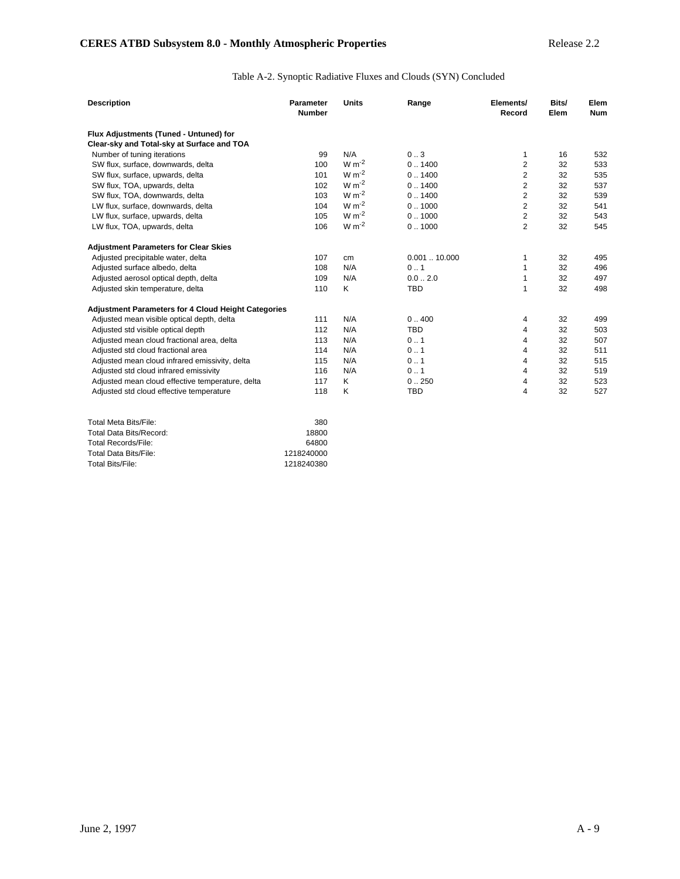Table A-2. Synoptic Radiative Fluxes and Clouds (SYN) Concluded

| Description | Parameter Number | Units | Range | Elements/ Record | Bits/ Elem | Elem Num |
|---|---|---|---|---|---|---|
| **Flux Adjustments (Tuned - Untuned) for Clear-sky and Total-sky at Surface and TOA** | | | | | | |
| Number of tuning iterations | 99 | N/A | 0 .. 3 | 1 | 16 | 532 |
| SW flux, surface, downwards, delta | 100 | W $m^{-2}$ | 0 .. 1400 | 2 | 32 | 533 |
| SW flux, surface, upwards, delta | 101 | W $m^{-2}$ | 0 .. 1400 | 2 | 32 | 535 |
| SW flux, TOA, upwards, delta | 102 | W $m^{-2}$ | 0 .. 1400 | 2 | 32 | 537 |
| SW flux, TOA, downwards, delta | 103 | W $m^{-2}$ | 0 .. 1400 | 2 | 32 | 539 |
| LW flux, surface, downwards, delta | 104 | W $m^{-2}$ | 0 .. 1000 | 2 | 32 | 541 |
| LW flux, surface, upwards, delta | 105 | W $m^{-2}$ | 0 .. 1000 | 2 | 32 | 543 |
| LW flux, TOA, upwards, delta | 106 | W $m^{-2}$ | 0 .. 1000 | 2 | 32 | 545 |
| **Adjustment Parameters for Clear Skies** | | | | | | |
| Adjusted precipitable water, delta | 107 | cm | 0.001 .. 10.000 | 1 | 32 | 495 |
| Adjusted surface albedo, delta | 108 | N/A | 0 .. 1 | 1 | 32 | 496 |
| Adjusted aerosol optical depth, delta | 109 | N/A | 0.0 .. 2.0 | 1 | 32 | 497 |
| Adjusted skin temperature, delta | 110 | K | TBD | 1 | 32 | 498 |
| **Adjustment Parameters for 4 Cloud Height Categories** | | | | | | |
| Adjusted mean visible optical depth, delta | 111 | N/A | 0 .. 400 | 4 | 32 | 499 |
| Adjusted std visible optical depth | 112 | N/A | TBD | 4 | 32 | 503 |
| Adjusted mean cloud fractional area, delta | 113 | N/A | 0 .. 1 | 4 | 32 | 507 |
| Adjusted std cloud fractional area | 114 | N/A | 0 .. 1 | 4 | 32 | 511 |
| Adjusted mean cloud infrared emissivity, delta | 115 | N/A | 0 .. 1 | 4 | 32 | 515 |
| Adjusted std cloud infrared emissivity | 116 | N/A | 0 .. 1 | 4 | 32 | 519 |
| Adjusted mean cloud effective temperature, delta | 117 | K | 0 .. 250 | 4 | 32 | 523 |
| Adjusted std cloud effective temperature | 118 | K | TBD | 4 | 32 | 527 |

| | |
|---|---|
| Total Meta Bits/File: | 380 |
| Total Data Bits/Record: | 18800 |
| Total Records/File: | 64800 |
| Total Data Bits/File: | 1218240000 |
| Total Bits/File: | 1218240380 |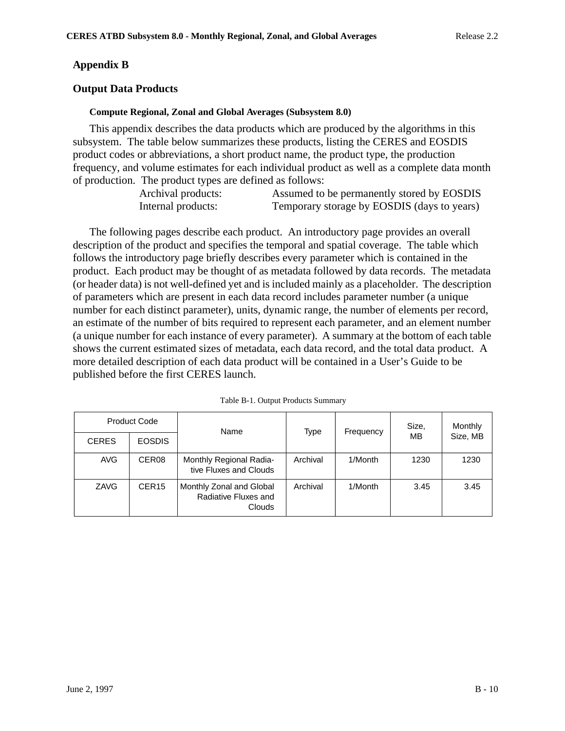## Appendix B

## Output Data Products

### Compute Regional, Zonal and Global Averages (Subsystem 8.0)

This appendix describes the data products which are produced by the algorithms in this subsystem. The table below summarizes these products, listing the CERES and EOSDIS product codes or abbreviations, a short product name, the product type, the production frequency, and volume estimates for each individual product as well as a complete data month of production. The product types are defined as follows:

| | |
|---|---|
| Archival products: | Assumed to be permanently stored by EOSDIS |
| Internal products: | Temporary storage by EOSDIS (days to years) |

The following pages describe each product. An introductory page provides an overall description of the product and specifies the temporal and spatial coverage. The table which follows the introductory page briefly describes every parameter which is contained in the product. Each product may be thought of as metadata followed by data records. The metadata (or header data) is not well-defined yet and is included mainly as a placeholder. The description of parameters which are present in each data record includes parameter number (a unique number for each distinct parameter), units, dynamic range, the number of elements per record, an estimate of the number of bits required to represent each parameter, and an element number (a unique number for each instance of every parameter). A summary at the bottom of each table shows the current estimated sizes of metadata, each data record, and the total data product. A more detailed description of each data product will be contained in a User's Guide to be published before the first CERES launch.

Table B-1. Output Products Summary

| Product Code | | Name | Type | Frequency | Size, MB | Monthly Size, MB |
|---|---|---|---|---|---|---|
| CERES | EOSDIS | | | | | |
| AVG | CER08 | Monthly Regional Radiative Fluxes and Clouds | Archival | 1/Month | 1230 | 1230 |
| ZAVG | CER15 | Monthly Zonal and Global Radiative Fluxes and Clouds | Archival | 1/Month | 3.45 | 3.45 |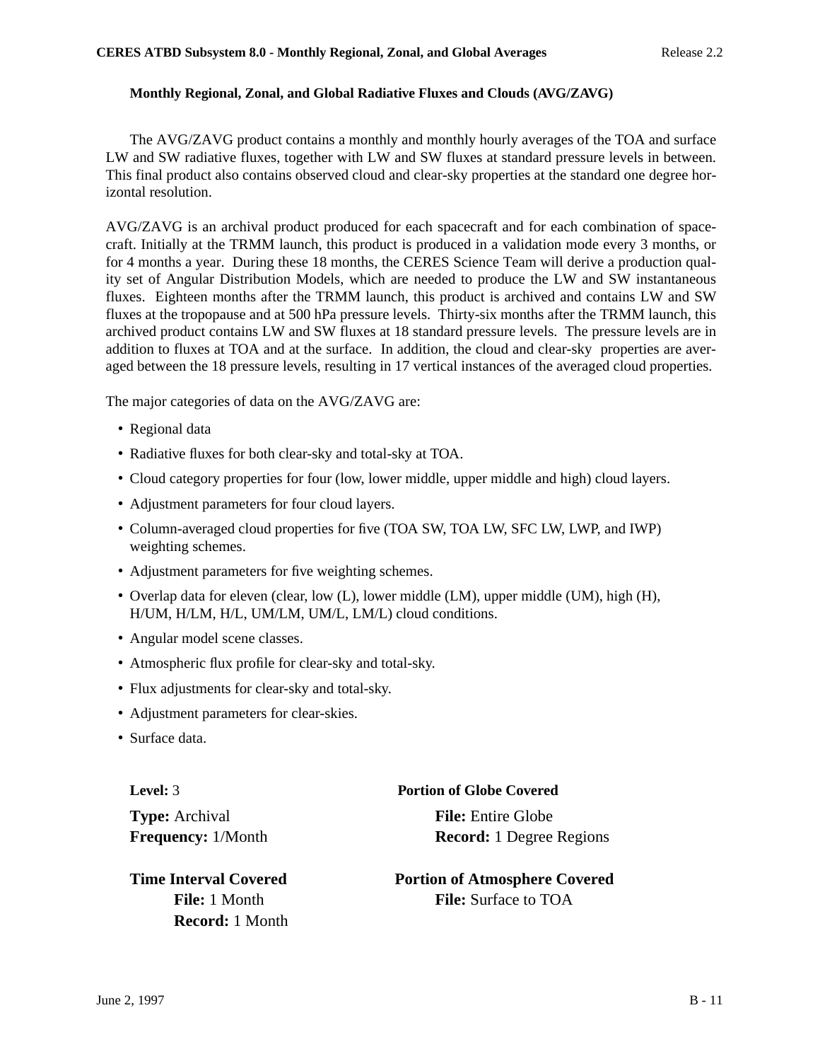### Monthly Regional, Zonal, and Global Radiative Fluxes and Clouds (AVG/ZAVG)

The AVG/ZAVG product contains a monthly and monthly hourly averages of the TOA and surface LW and SW radiative fluxes, together with LW and SW fluxes at standard pressure levels in between. This final product also contains observed cloud and clear-sky properties at the standard one degree horizontal resolution.

AVG/ZAVG is an archival product produced for each spacecraft and for each combination of spacecraft. Initially at the TRMM launch, this product is produced in a validation mode every 3 months, or for 4 months a year. During these 18 months, the CERES Science Team will derive a production quality set of Angular Distribution Models, which are needed to produce the LW and SW instantaneous fluxes. Eighteen months after the TRMM launch, this product is archived and contains LW and SW fluxes at the tropopause and at 500 hPa pressure levels. Thirty-six months after the TRMM launch, this archived product contains LW and SW fluxes at 18 standard pressure levels. The pressure levels are in addition to fluxes at TOA and at the surface. In addition, the cloud and clear-sky properties are averaged between the 18 pressure levels, resulting in 17 vertical instances of the averaged cloud properties.

The major categories of data on the AVG/ZAVG are:

- Regional data
- Radiative fluxes for both clear-sky and total-sky at TOA.
- Cloud category properties for four (low, lower middle, upper middle and high) cloud layers.
- Adjustment parameters for four cloud layers.
- Column-averaged cloud properties for five (TOA SW, TOA LW, SFC LW, LWP, and IWP) weighting schemes.
- Adjustment parameters for five weighting schemes.
- Overlap data for eleven (clear, low (L), lower middle (LM), upper middle (UM), high (H), H/UM, H/LM, H/L, UM/LM, UM/L, LM/L) cloud conditions.
- Angular model scene classes.
- Atmospheric flux profile for clear-sky and total-sky.
- Flux adjustments for clear-sky and total-sky.
- Adjustment parameters for clear-skies.
- Surface data.

**Level:** 3

**Type:** Archival

**Frequency:** 1/Month

**Time Interval Covered**

**File:** 1 Month

**Record:** 1 Month

**Portion of Globe Covered**

**File:** Entire Globe

**Record:** 1 Degree Regions

**Portion of Atmosphere Covered**

**File:** Surface to TOA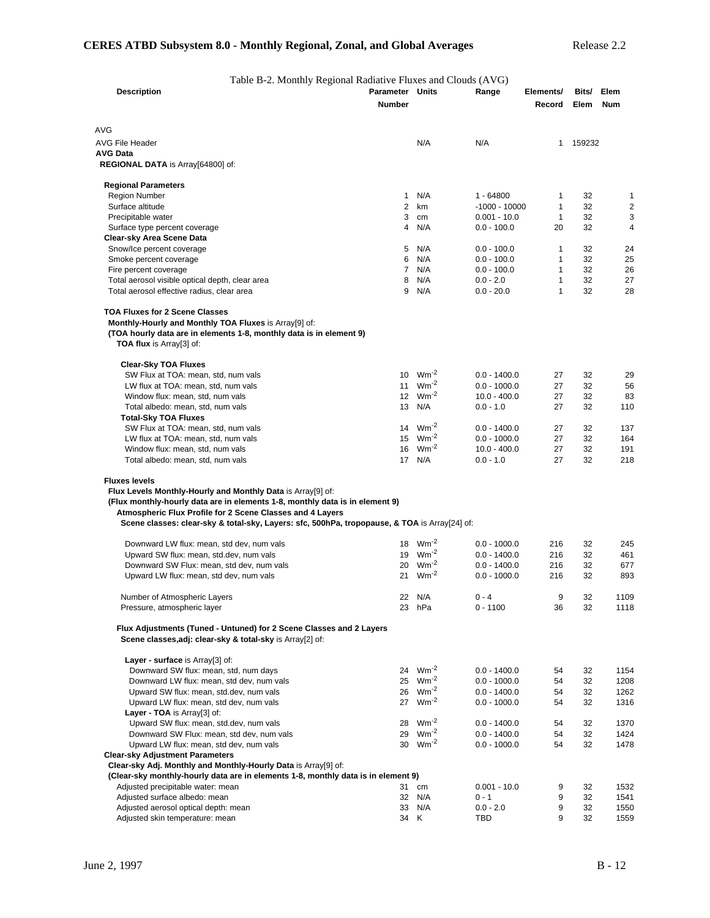Table B-2. Monthly Regional Radiative Fluxes and Clouds (AVG)

| Description | Parameter Number | Units | Range | Elements/ Record | Bits/ Elem | Elem Num |
|---|---|---|---|---|---|---|
| AVG | | | | | | |
| AVG File Header | | N/A | N/A | 1 | 159232 | |
| **AVG Data** | | | | | | |
| **REGIONAL DATA** is Array[64800] of: | | | | | | |
| **Regional Parameters** | | | | | | |
| Region Number | 1 | N/A | 1 - 64800 | 1 | 32 | 1 |
| Surface altitude | 2 | km | -1000 - 10000 | 1 | 32 | 2 |
| Precipitable water | 3 | cm | 0.001 - 10.0 | 1 | 32 | 3 |
| Surface type percent coverage | 4 | N/A | 0.0 - 100.0 | 20 | 32 | 4 |
| **Clear-sky Area Scene Data** | | | | | | |
| Snow/Ice percent coverage | 5 | N/A | 0.0 - 100.0 | 1 | 32 | 24 |
| Smoke percent coverage | 6 | N/A | 0.0 - 100.0 | 1 | 32 | 25 |
| Fire percent coverage | 7 | N/A | 0.0 - 100.0 | 1 | 32 | 26 |
| Total aerosol visible optical depth, clear area | 8 | N/A | 0.0 - 2.0 | 1 | 32 | 27 |
| Total aerosol effective radius, clear area | 9 | N/A | 0.0 - 20.0 | 1 | 32 | 28 |
| **TOA Fluxes for 2 Scene Classes** | | | | | | |
| **Monthly-Hourly and Monthly TOA Fluxes** is Array[9] of: | | | | | | |
| **(TOA hourly data are in elements 1-8, monthly data is in element 9)** | | | | | | |
| **TOA flux** is Array[3] of: | | | | | | |
| **Clear-Sky TOA Fluxes** | | | | | | |
| SW Flux at TOA: mean, std, num vals | 10 | $Wm^{-2}$ | 0.0 - 1400.0 | 27 | 32 | 29 |
| LW flux at TOA: mean, std, num vals | 11 | $Wm^{-2}$ | 0.0 - 1000.0 | 27 | 32 | 56 |
| Window flux: mean, std, num vals | 12 | $Wm^{-2}$ | 10.0 - 400.0 | 27 | 32 | 83 |
| Total albedo: mean, std, num vals | 13 | N/A | 0.0 - 1.0 | 27 | 32 | 110 |
| **Total-Sky TOA Fluxes** | | | | | | |
| SW Flux at TOA: mean, std, num vals | 14 | $Wm^{-2}$ | 0.0 - 1400.0 | 27 | 32 | 137 |
| LW flux at TOA: mean, std, num vals | 15 | $Wm^{-2}$ | 0.0 - 1000.0 | 27 | 32 | 164 |
| Window flux: mean, std, num vals | 16 | $Wm^{-2}$ | 10.0 - 400.0 | 27 | 32 | 191 |
| Total albedo: mean, std, num vals | 17 | N/A | 0.0 - 1.0 | 27 | 32 | 218 |
| **Fluxes levels** | | | | | | |
| **Flux Levels Monthly-Hourly and Monthly Data** is Array[9] of: | | | | | | |
| **(Flux monthly-hourly data are in elements 1-8, monthly data is in element 9)** | | | | | | |
| **Atmospheric Flux Profile for 2 Scene Classes and 4 Layers** | | | | | | |
| **Scene classes: clear-sky & total-sky, Layers: sfc, 500hPa, tropopause, & TOA** is Array[24] of: | | | | | | |
| Downward LW flux: mean, std dev, num vals | 18 | $Wm^{-2}$ | 0.0 - 1000.0 | 216 | 32 | 245 |
| Upward SW flux: mean, std.dev, num vals | 19 | $Wm^{-2}$ | 0.0 - 1400.0 | 216 | 32 | 461 |
| Downward SW Flux: mean, std dev, num vals | 20 | $Wm^{-2}$ | 0.0 - 1400.0 | 216 | 32 | 677 |
| Upward LW flux: mean, std dev, num vals | 21 | $Wm^{-2}$ | 0.0 - 1000.0 | 216 | 32 | 893 |
| Number of Atmospheric Layers | 22 | N/A | 0 - 4 | 9 | 32 | 1109 |
| Pressure, atmospheric layer | 23 | hPa | 0 - 1100 | 36 | 32 | 1118 |
| **Flux Adjustments (Tuned - Untuned) for 2 Scene Classes and 2 Layers** | | | | | | |
| **Scene classes,adj: clear-sky & total-sky** is Array[2] of: | | | | | | |
| **Layer - surface** is Array[3] of: | | | | | | |
| Downward SW flux: mean, std, num days | 24 | $Wm^{-2}$ | 0.0 - 1400.0 | 54 | 32 | 1154 |
| Downward LW flux: mean, std dev, num vals | 25 | $Wm^{-2}$ | 0.0 - 1000.0 | 54 | 32 | 1208 |
| Upward SW flux: mean, std.dev, num vals | 26 | $Wm^{-2}$ | 0.0 - 1400.0 | 54 | 32 | 1262 |
| Upward LW flux: mean, std dev, num vals | 27 | $Wm^{-2}$ | 0.0 - 1000.0 | 54 | 32 | 1316 |
| **Layer - TOA** is Array[3] of: | | | | | | |
| Upward SW flux: mean, std.dev, num vals | 28 | $Wm^{-2}$ | 0.0 - 1400.0 | 54 | 32 | 1370 |
| Downward SW Flux: mean, std dev, num vals | 29 | $Wm^{-2}$ | 0.0 - 1400.0 | 54 | 32 | 1424 |
| Upward LW flux: mean, std dev, num vals | 30 | $Wm^{-2}$ | 0.0 - 1000.0 | 54 | 32 | 1478 |
| **Clear-sky Adjustment Parameters** | | | | | | |
| **Clear-sky Adj. Monthly and Monthly-Hourly Data** is Array[9] of: | | | | | | |
| **(Clear-sky monthly-hourly data are in elements 1-8, monthly data is in element 9)** | | | | | | |
| Adjusted precipitable water: mean | 31 | cm | 0.001 - 10.0 | 9 | 32 | 1532 |
| Adjusted surface albedo: mean | 32 | N/A | 0 - 1 | 9 | 32 | 1541 |
| Adjusted aerosol optical depth: mean | 33 | N/A | 0.0 - 2.0 | 9 | 32 | 1550 |
| Adjusted skin temperature: mean | 34 | K | TBD | 9 | 32 | 1559 |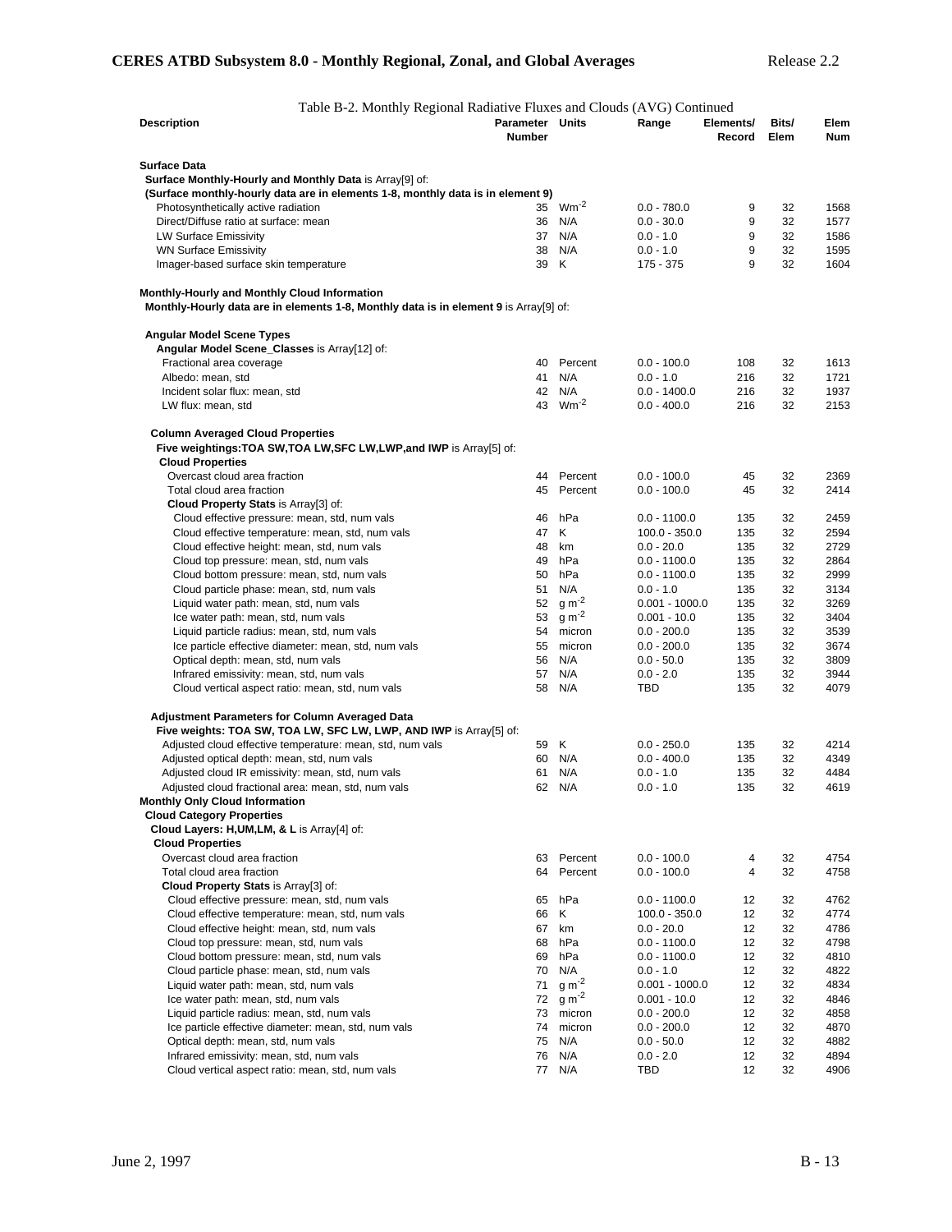Table B-2. Monthly Regional Radiative Fluxes and Clouds (AVG) Continued

| Description | Parameter Number | Units | Range | Elements/ Record | Bits/ Elem | Elem Num |
|---|---|---|---|---|---|---|
| **Surface Data** | | | | | | |
| **Surface Monthly-Hourly and Monthly Data** is Array[9] of: | | | | | | |
| **(Surface monthly-hourly data are in elements 1-8, monthly data is in element 9)** | | | | | | |
| Photosynthetically active radiation | 35 | $Wm^{-2}$ | 0.0 - 780.0 | 9 | 32 | 1568 |
| Direct/Diffuse ratio at surface: mean | 36 | N/A | 0.0 - 30.0 | 9 | 32 | 1577 |
| LW Surface Emissivity | 37 | N/A | 0.0 - 1.0 | 9 | 32 | 1586 |
| WN Surface Emissivity | 38 | N/A | 0.0 - 1.0 | 9 | 32 | 1595 |
| Imager-based surface skin temperature | 39 | K | 175 - 375 | 9 | 32 | 1604 |
| **Monthly-Hourly and Monthly Cloud Information** | | | | | | |
| **Monthly-Hourly data are in elements 1-8, Monthly data is in element 9** is Array[9] of: | | | | | | |
| **Angular Model Scene Types** | | | | | | |
| **Angular Model Scene_Classes** is Array[12] of: | | | | | | |
| Fractional area coverage | 40 | Percent | 0.0 - 100.0 | 108 | 32 | 1613 |
| Albedo: mean, std | 41 | N/A | 0.0 - 1.0 | 216 | 32 | 1721 |
| Incident solar flux: mean, std | 42 | N/A | 0.0 - 1400.0 | 216 | 32 | 1937 |
| LW flux: mean, std | 43 | $Wm^{-2}$ | 0.0 - 400.0 | 216 | 32 | 2153 |
| **Column Averaged Cloud Properties** | | | | | | |
| **Five weightings:TOA SW,TOA LW,SFC LW,LWP,and IWP** is Array[5] of: | | | | | | |
| **Cloud Properties** | | | | | | |
| Overcast cloud area fraction | 44 | Percent | 0.0 - 100.0 | 45 | 32 | 2369 |
| Total cloud area fraction | 45 | Percent | 0.0 - 100.0 | 45 | 32 | 2414 |
| **Cloud Property Stats** is Array[3] of: | | | | | | |
| Cloud effective pressure: mean, std, num vals | 46 | hPa | 0.0 - 1100.0 | 135 | 32 | 2459 |
| Cloud effective temperature: mean, std, num vals | 47 | K | 100.0 - 350.0 | 135 | 32 | 2594 |
| Cloud effective height: mean, std, num vals | 48 | km | 0.0 - 20.0 | 135 | 32 | 2729 |
| Cloud top pressure: mean, std, num vals | 49 | hPa | 0.0 - 1100.0 | 135 | 32 | 2864 |
| Cloud bottom pressure: mean, std, num vals | 50 | hPa | 0.0 - 1100.0 | 135 | 32 | 2999 |
| Cloud particle phase: mean, std, num vals | 51 | N/A | 0.0 - 1.0 | 135 | 32 | 3134 |
| Liquid water path: mean, std, num vals | 52 | $g\ m^{-2}$ | 0.001 - 1000.0 | 135 | 32 | 3269 |
| Ice water path: mean, std, num vals | 53 | $g\ m^{-2}$ | 0.001 - 10.0 | 135 | 32 | 3404 |
| Liquid particle radius: mean, std, num vals | 54 | micron | 0.0 - 200.0 | 135 | 32 | 3539 |
| Ice particle effective diameter: mean, std, num vals | 55 | micron | 0.0 - 200.0 | 135 | 32 | 3674 |
| Optical depth: mean, std, num vals | 56 | N/A | 0.0 - 50.0 | 135 | 32 | 3809 |
| Infrared emissivity: mean, std, num vals | 57 | N/A | 0.0 - 2.0 | 135 | 32 | 3944 |
| Cloud vertical aspect ratio: mean, std, num vals | 58 | N/A | TBD | 135 | 32 | 4079 |
| **Adjustment Parameters for Column Averaged Data** | | | | | | |
| **Five weights: TOA SW, TOA LW, SFC LW, LWP, AND IWP** is Array[5] of: | | | | | | |
| Adjusted cloud effective temperature: mean, std, num vals | 59 | K | 0.0 - 250.0 | 135 | 32 | 4214 |
| Adjusted optical depth: mean, std, num vals | 60 | N/A | 0.0 - 400.0 | 135 | 32 | 4349 |
| Adjusted cloud IR emissivity: mean, std, num vals | 61 | N/A | 0.0 - 1.0 | 135 | 32 | 4484 |
| Adjusted cloud fractional area: mean, std, num vals | 62 | N/A | 0.0 - 1.0 | 135 | 32 | 4619 |
| **Monthly Only Cloud Information** | | | | | | |
| **Cloud Category Properties** | | | | | | |
| **Cloud Layers: H,UM,LM, & L** is Array[4] of: | | | | | | |
| **Cloud Properties** | | | | | | |
| Overcast cloud area fraction | 63 | Percent | 0.0 - 100.0 | 4 | 32 | 4754 |
| Total cloud area fraction | 64 | Percent | 0.0 - 100.0 | 4 | 32 | 4758 |
| **Cloud Property Stats** is Array[3] of: | | | | | | |
| Cloud effective pressure: mean, std, num vals | 65 | hPa | 0.0 - 1100.0 | 12 | 32 | 4762 |
| Cloud effective temperature: mean, std, num vals | 66 | K | 100.0 - 350.0 | 12 | 32 | 4774 |
| Cloud effective height: mean, std, num vals | 67 | km | 0.0 - 20.0 | 12 | 32 | 4786 |
| Cloud top pressure: mean, std, num vals | 68 | hPa | 0.0 - 1100.0 | 12 | 32 | 4798 |
| Cloud bottom pressure: mean, std, num vals | 69 | hPa | 0.0 - 1100.0 | 12 | 32 | 4810 |
| Cloud particle phase: mean, std, num vals | 70 | N/A | 0.0 - 1.0 | 12 | 32 | 4822 |
| Liquid water path: mean, std, num vals | 71 | $g\ m^{-2}$ | 0.001 - 1000.0 | 12 | 32 | 4834 |
| Ice water path: mean, std, num vals | 72 | $g\ m^{-2}$ | 0.001 - 10.0 | 12 | 32 | 4846 |
| Liquid particle radius: mean, std, num vals | 73 | micron | 0.0 - 200.0 | 12 | 32 | 4858 |
| Ice particle effective diameter: mean, std, num vals | 74 | micron | 0.0 - 200.0 | 12 | 32 | 4870 |
| Optical depth: mean, std, num vals | 75 | N/A | 0.0 - 50.0 | 12 | 32 | 4882 |
| Infrared emissivity: mean, std, num vals | 76 | N/A | 0.0 - 2.0 | 12 | 32 | 4894 |
| Cloud vertical aspect ratio: mean, std, num vals | 77 | N/A | TBD | 12 | 32 | 4906 |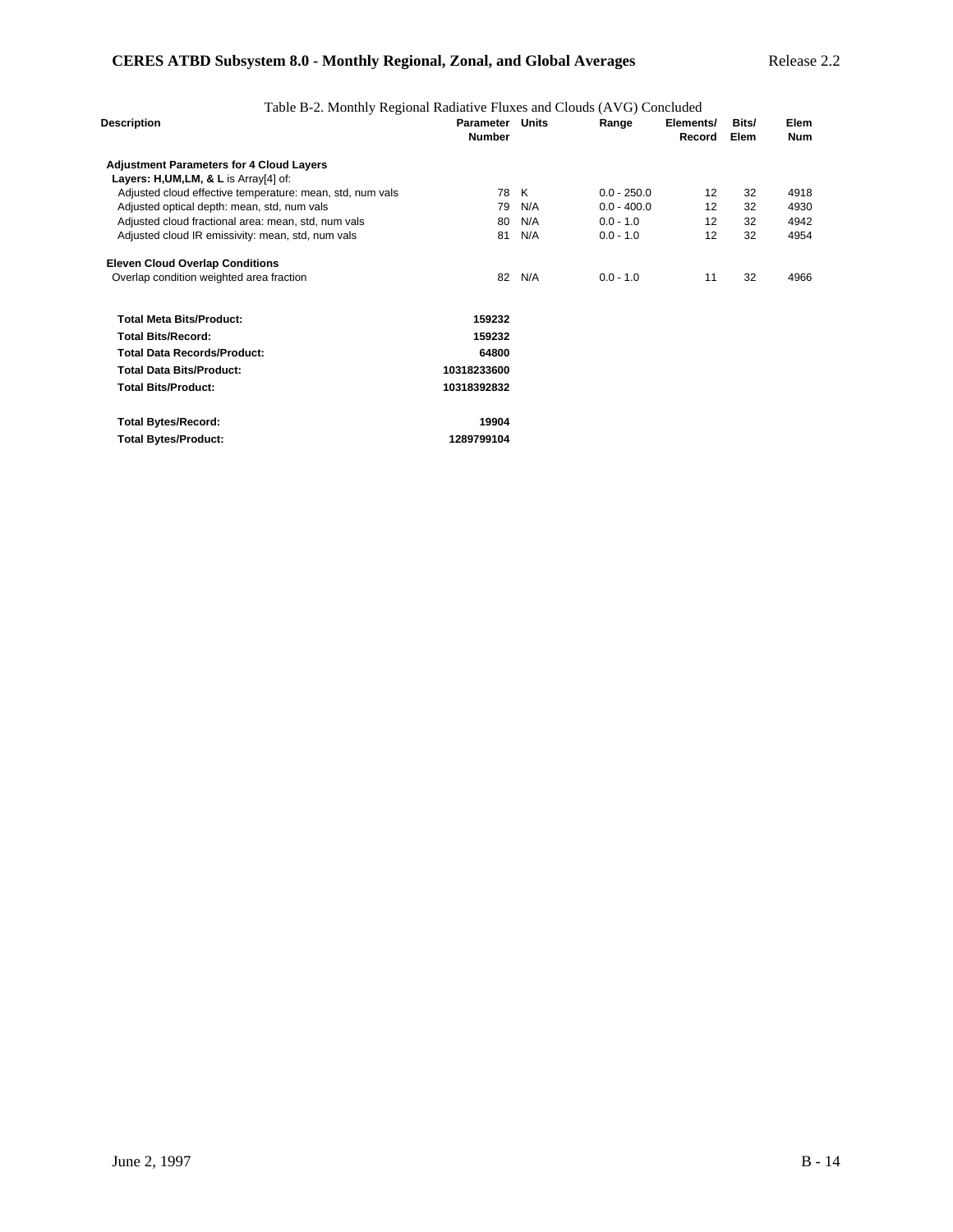Table B-2. Monthly Regional Radiative Fluxes and Clouds (AVG) Concluded

| Description | Parameter Number | Units | Range | Elements/ Record | Bits/ Elem | Elem Num |
|---|---|---|---|---|---|---|
| **Adjustment Parameters for 4 Cloud Layers** | | | | | | |
| **Layers: H,UM,LM, & L** is Array[4] of: | | | | | | |
| Adjusted cloud effective temperature: mean, std, num vals | 78 | K | 0.0 - 250.0 | 12 | 32 | 4918 |
| Adjusted optical depth: mean, std, num vals | 79 | N/A | 0.0 - 400.0 | 12 | 32 | 4930 |
| Adjusted cloud fractional area: mean, std, num vals | 80 | N/A | 0.0 - 1.0 | 12 | 32 | 4942 |
| Adjusted cloud IR emissivity: mean, std, num vals | 81 | N/A | 0.0 - 1.0 | 12 | 32 | 4954 |
| **Eleven Cloud Overlap Conditions** | | | | | | |
| Overlap condition weighted area fraction | 82 | N/A | 0.0 - 1.0 | 11 | 32 | 4966 |
| | | | | | | |
| **Total Meta Bits/Product:** | **159232** | | | | | |
| **Total Bits/Record:** | **159232** | | | | | |
| **Total Data Records/Product:** | **64800** | | | | | |
| **Total Data Bits/Product:** | **10318233600** | | | | | |
| **Total Bits/Product:** | **10318392832** | | | | | |
| | | | | | | |
| **Total Bytes/Record:** | **19904** | | | | | |
| **Total Bytes/Product:** | **1289799104** | | | | | |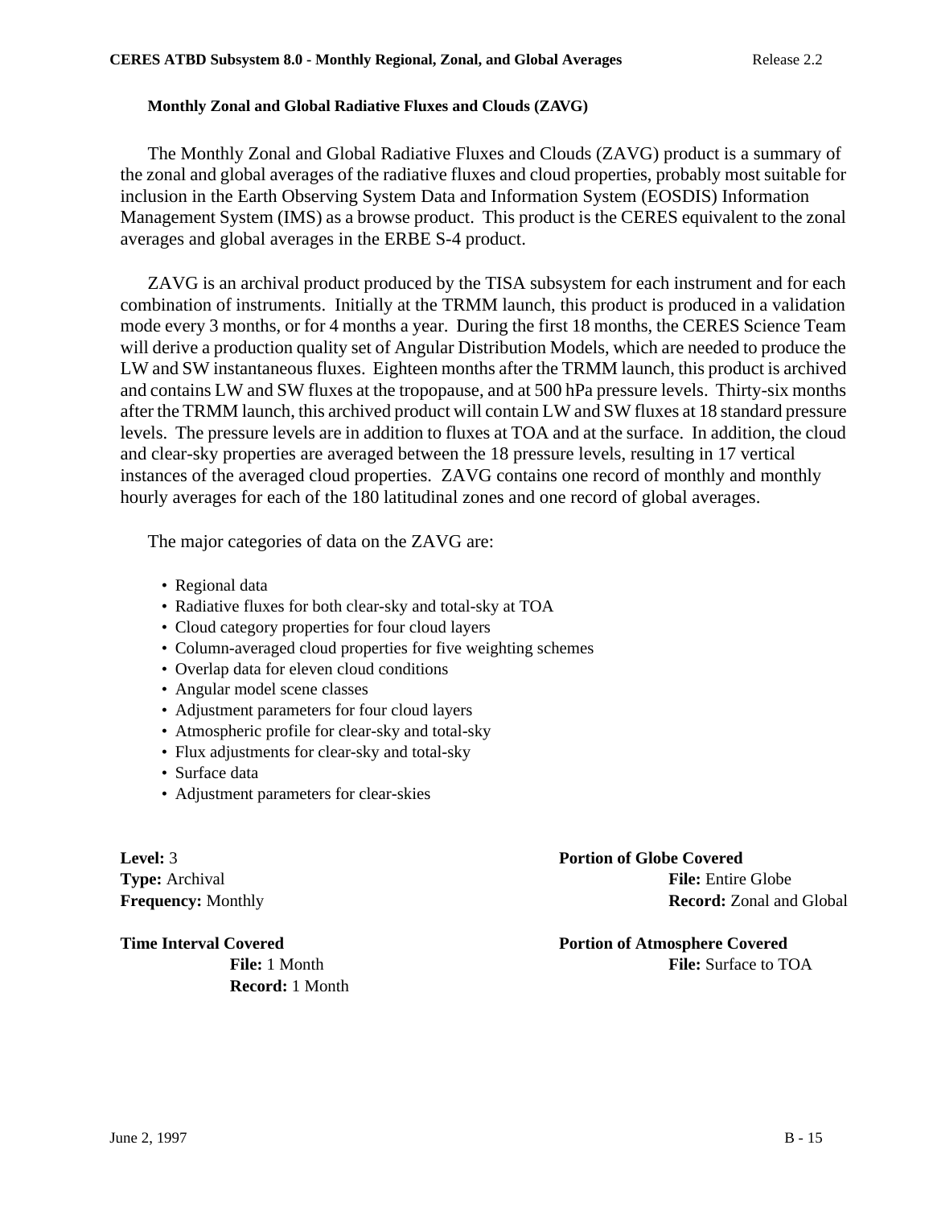### Monthly Zonal and Global Radiative Fluxes and Clouds (ZAVG)

The Monthly Zonal and Global Radiative Fluxes and Clouds (ZAVG) product is a summary of the zonal and global averages of the radiative fluxes and cloud properties, probably most suitable for inclusion in the Earth Observing System Data and Information System (EOSDIS) Information Management System (IMS) as a browse product. This product is the CERES equivalent to the zonal averages and global averages in the ERBE S-4 product.

ZAVG is an archival product produced by the TISA subsystem for each instrument and for each combination of instruments. Initially at the TRMM launch, this product is produced in a validation mode every 3 months, or for 4 months a year. During the first 18 months, the CERES Science Team will derive a production quality set of Angular Distribution Models, which are needed to produce the LW and SW instantaneous fluxes. Eighteen months after the TRMM launch, this product is archived and contains LW and SW fluxes at the tropopause, and at 500 hPa pressure levels. Thirty-six months after the TRMM launch, this archived product will contain LW and SW fluxes at 18 standard pressure levels. The pressure levels are in addition to fluxes at TOA and at the surface. In addition, the cloud and clear-sky properties are averaged between the 18 pressure levels, resulting in 17 vertical instances of the averaged cloud properties. ZAVG contains one record of monthly and monthly hourly averages for each of the 180 latitudinal zones and one record of global averages.

The major categories of data on the ZAVG are:

- Regional data
- Radiative fluxes for both clear-sky and total-sky at TOA
- Cloud category properties for four cloud layers
- Column-averaged cloud properties for five weighting schemes
- Overlap data for eleven cloud conditions
- Angular model scene classes
- Adjustment parameters for four cloud layers
- Atmospheric profile for clear-sky and total-sky
- Flux adjustments for clear-sky and total-sky
- Surface data
- Adjustment parameters for clear-skies

**Level:** 3
**Type:** Archival
**Frequency:** Monthly

**Time Interval Covered**
- **File:** 1 Month
- **Record:** 1 Month

**Portion of Globe Covered**
- **File:** Entire Globe
- **Record:** Zonal and Global

**Portion of Atmosphere Covered**
- **File:** Surface to TOA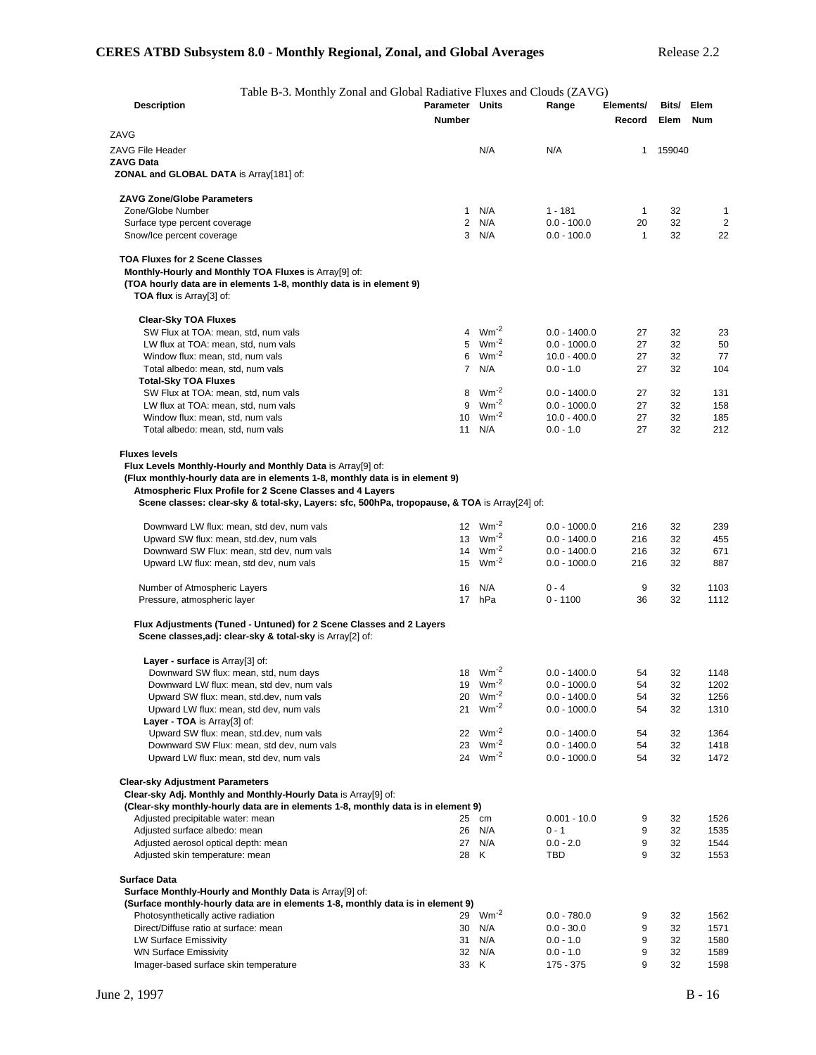Table B-3. Monthly Zonal and Global Radiative Fluxes and Clouds (ZAVG)

| Description | Parameter Number | Units | Range | Elements/ Record | Bits/ Elem | Elem Num |
|---|---|---|---|---|---|---|
| ZAVG | | | | | | |
| ZAVG File Header | | N/A | N/A | 1 | 159040 | |
| **ZAVG Data** | | | | | | |
| **ZONAL and GLOBAL DATA** is Array[181] of: | | | | | | |
| **ZAVG Zone/Globe Parameters** | | | | | | |
| Zone/Globe Number | 1 | N/A | 1 - 181 | 1 | 32 | 1 |
| Surface type percent coverage | 2 | N/A | 0.0 - 100.0 | 20 | 32 | 2 |
| Snow/Ice percent coverage | 3 | N/A | 0.0 - 100.0 | 1 | 32 | 22 |
| **TOA Fluxes for 2 Scene Classes** | | | | | | |
| **Monthly-Hourly and Monthly TOA Fluxes** is Array[9] of: | | | | | | |
| **(TOA hourly data are in elements 1-8, monthly data is in element 9)** | | | | | | |
| **TOA flux** is Array[3] of: | | | | | | |
| **Clear-Sky TOA Fluxes** | | | | | | |
| SW Flux at TOA: mean, std, num vals | 4 | $Wm^{-2}$ | 0.0 - 1400.0 | 27 | 32 | 23 |
| LW flux at TOA: mean, std, num vals | 5 | $Wm^{-2}$ | 0.0 - 1000.0 | 27 | 32 | 50 |
| Window flux: mean, std, num vals | 6 | $Wm^{-2}$ | 10.0 - 400.0 | 27 | 32 | 77 |
| Total albedo: mean, std, num vals | 7 | N/A | 0.0 - 1.0 | 27 | 32 | 104 |
| **Total-Sky TOA Fluxes** | | | | | | |
| SW Flux at TOA: mean, std, num vals | 8 | $Wm^{-2}$ | 0.0 - 1400.0 | 27 | 32 | 131 |
| LW flux at TOA: mean, std, num vals | 9 | $Wm^{-2}$ | 0.0 - 1000.0 | 27 | 32 | 158 |
| Window flux: mean, std, num vals | 10 | $Wm^{-2}$ | 10.0 - 400.0 | 27 | 32 | 185 |
| Total albedo: mean, std, num vals | 11 | N/A | 0.0 - 1.0 | 27 | 32 | 212 |
| **Fluxes levels** | | | | | | |
| **Flux Levels Monthly-Hourly and Monthly Data** is Array[9] of: | | | | | | |
| **(Flux monthly-hourly data are in elements 1-8, monthly data is in element 9)** | | | | | | |
| **Atmospheric Flux Profile for 2 Scene Classes and 4 Layers** | | | | | | |
| **Scene classes: clear-sky & total-sky, Layers: sfc, 500hPa, tropopause, & TOA** is Array[24] of: | | | | | | |
| Downward LW flux: mean, std dev, num vals | 12 | $Wm^{-2}$ | 0.0 - 1000.0 | 216 | 32 | 239 |
| Upward SW flux: mean, std.dev, num vals | 13 | $Wm^{-2}$ | 0.0 - 1400.0 | 216 | 32 | 455 |
| Downward SW Flux: mean, std dev, num vals | 14 | $Wm^{-2}$ | 0.0 - 1400.0 | 216 | 32 | 671 |
| Upward LW flux: mean, std dev, num vals | 15 | $Wm^{-2}$ | 0.0 - 1000.0 | 216 | 32 | 887 |
| Number of Atmospheric Layers | 16 | N/A | 0 - 4 | 9 | 32 | 1103 |
| Pressure, atmospheric layer | 17 | hPa | 0 - 1100 | 36 | 32 | 1112 |
| **Flux Adjustments (Tuned - Untuned) for 2 Scene Classes and 2 Layers** | | | | | | |
| **Scene classes,adj: clear-sky & total-sky** is Array[2] of: | | | | | | |
| **Layer - surface** is Array[3] of: | | | | | | |
| Downward SW flux: mean, std, num days | 18 | $Wm^{-2}$ | 0.0 - 1400.0 | 54 | 32 | 1148 |
| Downward LW flux: mean, std dev, num vals | 19 | $Wm^{-2}$ | 0.0 - 1000.0 | 54 | 32 | 1202 |
| Upward SW flux: mean, std.dev, num vals | 20 | $Wm^{-2}$ | 0.0 - 1400.0 | 54 | 32 | 1256 |
| Upward LW flux: mean, std dev, num vals | 21 | $Wm^{-2}$ | 0.0 - 1000.0 | 54 | 32 | 1310 |
| **Layer - TOA** is Array[3] of: | | | | | | |
| Upward SW flux: mean, std.dev, num vals | 22 | $Wm^{-2}$ | 0.0 - 1400.0 | 54 | 32 | 1364 |
| Downward SW Flux: mean, std dev, num vals | 23 | $Wm^{-2}$ | 0.0 - 1400.0 | 54 | 32 | 1418 |
| Upward LW flux: mean, std dev, num vals | 24 | $Wm^{-2}$ | 0.0 - 1000.0 | 54 | 32 | 1472 |
| **Clear-sky Adjustment Parameters** | | | | | | |
| **Clear-sky Adj. Monthly and Monthly-Hourly Data** is Array[9] of: | | | | | | |
| **(Clear-sky monthly-hourly data are in elements 1-8, monthly data is in element 9)** | | | | | | |
| Adjusted precipitable water: mean | 25 | cm | 0.001 - 10.0 | 9 | 32 | 1526 |
| Adjusted surface albedo: mean | 26 | N/A | 0 - 1 | 9 | 32 | 1535 |
| Adjusted aerosol optical depth: mean | 27 | N/A | 0.0 - 2.0 | 9 | 32 | 1544 |
| Adjusted skin temperature: mean | 28 | K | TBD | 9 | 32 | 1553 |
| **Surface Data** | | | | | | |
| **Surface Monthly-Hourly and Monthly Data** is Array[9] of: | | | | | | |
| **(Surface monthly-hourly data are in elements 1-8, monthly data is in element 9)** | | | | | | |
| Photosynthetically active radiation | 29 | $Wm^{-2}$ | 0.0 - 780.0 | 9 | 32 | 1562 |
| Direct/Diffuse ratio at surface: mean | 30 | N/A | 0.0 - 30.0 | 9 | 32 | 1571 |
| LW Surface Emissivity | 31 | N/A | 0.0 - 1.0 | 9 | 32 | 1580 |
| WN Surface Emissivity | 32 | N/A | 0.0 - 1.0 | 9 | 32 | 1589 |
| Imager-based surface skin temperature | 33 | K | 175 - 375 | 9 | 32 | 1598 |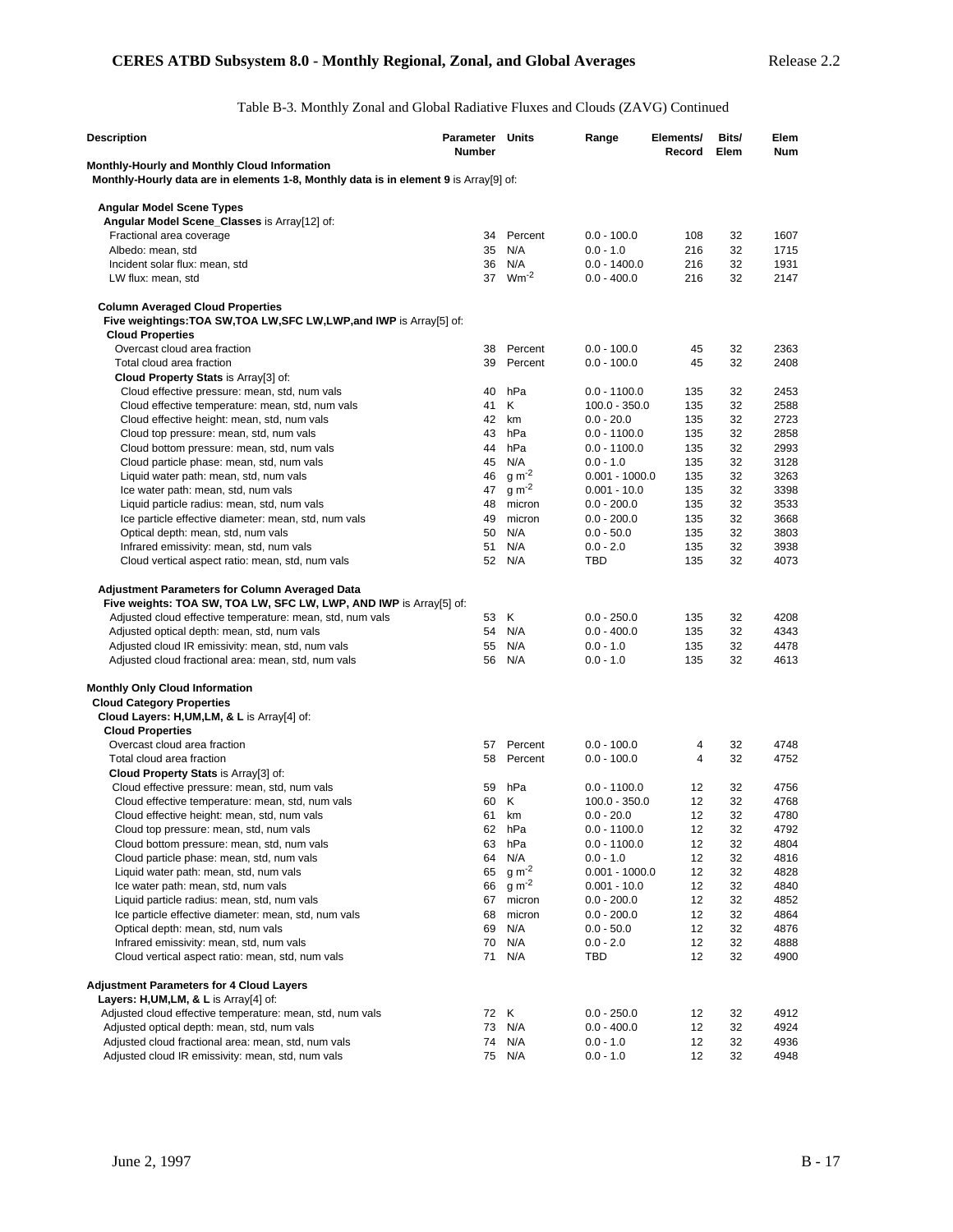Table B-3. Monthly Zonal and Global Radiative Fluxes and Clouds (ZAVG) Continued

| Description | Parameter Number | Units | Range | Elements/ Record | Bits/ Elem | Elem Num |
|---|---|---|---|---|---|---|
| **Monthly-Hourly and Monthly Cloud Information** | | | | | | |
| **Monthly-Hourly data are in elements 1-8, Monthly data is in element 9** is Array[9] of: | | | | | | |
| | | | | | | |
| **Angular Model Scene Types** | | | | | | |
| **Angular Model Scene_Classes** is Array[12] of: | | | | | | |
| Fractional area coverage | 34 | Percent | 0.0 - 100.0 | 108 | 32 | 1607 |
| Albedo: mean, std | 35 | N/A | 0.0 - 1.0 | 216 | 32 | 1715 |
| Incident solar flux: mean, std | 36 | N/A | 0.0 - 1400.0 | 216 | 32 | 1931 |
| LW flux: mean, std | 37 | $Wm^{-2}$ | 0.0 - 400.0 | 216 | 32 | 2147 |
| | | | | | | |
| **Column Averaged Cloud Properties** | | | | | | |
| **Five weightings:TOA SW,TOA LW,SFC LW,LWP,and IWP** is Array[5] of: | | | | | | |
| **Cloud Properties** | | | | | | |
| Overcast cloud area fraction | 38 | Percent | 0.0 - 100.0 | 45 | 32 | 2363 |
| Total cloud area fraction | 39 | Percent | 0.0 - 100.0 | 45 | 32 | 2408 |
| **Cloud Property Stats** is Array[3] of: | | | | | | |
| Cloud effective pressure: mean, std, num vals | 40 | hPa | 0.0 - 1100.0 | 135 | 32 | 2453 |
| Cloud effective temperature: mean, std, num vals | 41 | K | 100.0 - 350.0 | 135 | 32 | 2588 |
| Cloud effective height: mean, std, num vals | 42 | km | 0.0 - 20.0 | 135 | 32 | 2723 |
| Cloud top pressure: mean, std, num vals | 43 | hPa | 0.0 - 1100.0 | 135 | 32 | 2858 |
| Cloud bottom pressure: mean, std, num vals | 44 | hPa | 0.0 - 1100.0 | 135 | 32 | 2993 |
| Cloud particle phase: mean, std, num vals | 45 | N/A | 0.0 - 1.0 | 135 | 32 | 3128 |
| Liquid water path: mean, std, num vals | 46 | $g\ m^{-2}$ | 0.001 - 1000.0 | 135 | 32 | 3263 |
| Ice water path: mean, std, num vals | 47 | $g\ m^{-2}$ | 0.001 - 10.0 | 135 | 32 | 3398 |
| Liquid particle radius: mean, std, num vals | 48 | micron | 0.0 - 200.0 | 135 | 32 | 3533 |
| Ice particle effective diameter: mean, std, num vals | 49 | micron | 0.0 - 200.0 | 135 | 32 | 3668 |
| Optical depth: mean, std, num vals | 50 | N/A | 0.0 - 50.0 | 135 | 32 | 3803 |
| Infrared emissivity: mean, std, num vals | 51 | N/A | 0.0 - 2.0 | 135 | 32 | 3938 |
| Cloud vertical aspect ratio: mean, std, num vals | 52 | N/A | TBD | 135 | 32 | 4073 |
| | | | | | | |
| **Adjustment Parameters for Column Averaged Data** | | | | | | |
| **Five weights: TOA SW, TOA LW, SFC LW, LWP, AND IWP** is Array[5] of: | | | | | | |
| Adjusted cloud effective temperature: mean, std, num vals | 53 | K | 0.0 - 250.0 | 135 | 32 | 4208 |
| Adjusted optical depth: mean, std, num vals | 54 | N/A | 0.0 - 400.0 | 135 | 32 | 4343 |
| Adjusted cloud IR emissivity: mean, std, num vals | 55 | N/A | 0.0 - 1.0 | 135 | 32 | 4478 |
| Adjusted cloud fractional area: mean, std, num vals | 56 | N/A | 0.0 - 1.0 | 135 | 32 | 4613 |
| | | | | | | |
| **Monthly Only Cloud Information** | | | | | | |
| **Cloud Category Properties** | | | | | | |
| **Cloud Layers: H,UM,LM, & L** is Array[4] of: | | | | | | |
| **Cloud Properties** | | | | | | |
| Overcast cloud area fraction | 57 | Percent | 0.0 - 100.0 | 4 | 32 | 4748 |
| Total cloud area fraction | 58 | Percent | 0.0 - 100.0 | 4 | 32 | 4752 |
| **Cloud Property Stats** is Array[3] of: | | | | | | |
| Cloud effective pressure: mean, std, num vals | 59 | hPa | 0.0 - 1100.0 | 12 | 32 | 4756 |
| Cloud effective temperature: mean, std, num vals | 60 | K | 100.0 - 350.0 | 12 | 32 | 4768 |
| Cloud effective height: mean, std, num vals | 61 | km | 0.0 - 20.0 | 12 | 32 | 4780 |
| Cloud top pressure: mean, std, num vals | 62 | hPa | 0.0 - 1100.0 | 12 | 32 | 4792 |
| Cloud bottom pressure: mean, std, num vals | 63 | hPa | 0.0 - 1100.0 | 12 | 32 | 4804 |
| Cloud particle phase: mean, std, num vals | 64 | N/A | 0.0 - 1.0 | 12 | 32 | 4816 |
| Liquid water path: mean, std, num vals | 65 | $g\ m^{-2}$ | 0.001 - 1000.0 | 12 | 32 | 4828 |
| Ice water path: mean, std, num vals | 66 | $g\ m^{-2}$ | 0.001 - 10.0 | 12 | 32 | 4840 |
| Liquid particle radius: mean, std, num vals | 67 | micron | 0.0 - 200.0 | 12 | 32 | 4852 |
| Ice particle effective diameter: mean, std, num vals | 68 | micron | 0.0 - 200.0 | 12 | 32 | 4864 |
| Optical depth: mean, std, num vals | 69 | N/A | 0.0 - 50.0 | 12 | 32 | 4876 |
| Infrared emissivity: mean, std, num vals | 70 | N/A | 0.0 - 2.0 | 12 | 32 | 4888 |
| Cloud vertical aspect ratio: mean, std, num vals | 71 | N/A | TBD | 12 | 32 | 4900 |
| | | | | | | |
| **Adjustment Parameters for 4 Cloud Layers** | | | | | | |
| **Layers: H,UM,LM, & L** is Array[4] of: | | | | | | |
| Adjusted cloud effective temperature: mean, std, num vals | 72 | K | 0.0 - 250.0 | 12 | 32 | 4912 |
| Adjusted optical depth: mean, std, num vals | 73 | N/A | 0.0 - 400.0 | 12 | 32 | 4924 |
| Adjusted cloud fractional area: mean, std, num vals | 74 | N/A | 0.0 - 1.0 | 12 | 32 | 4936 |
| Adjusted cloud IR emissivity: mean, std, num vals | 75 | N/A | 0.0 - 1.0 | 12 | 32 | 4948 |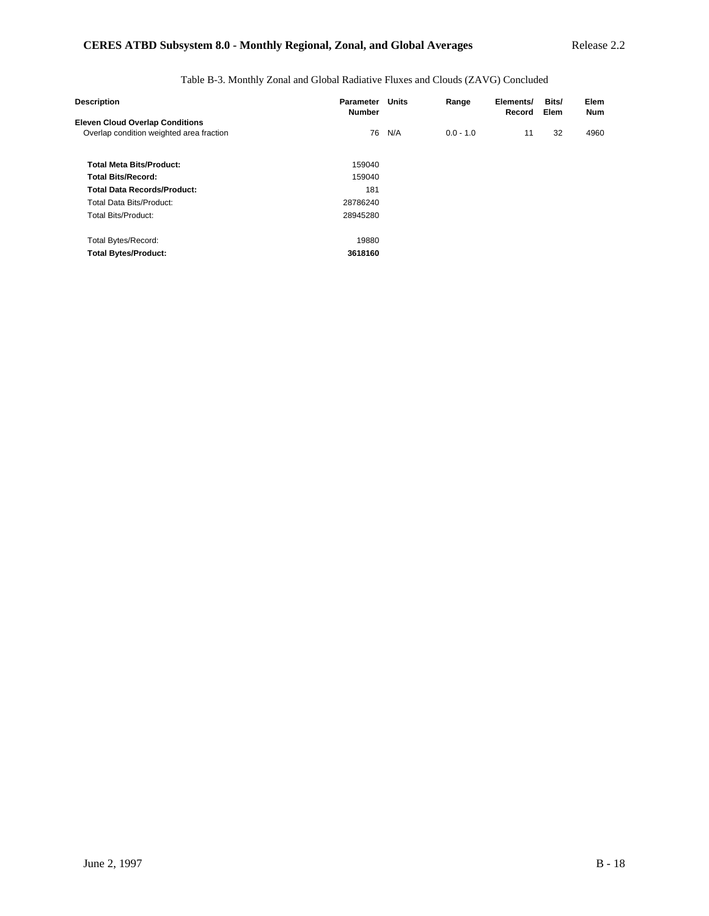Table B-3. Monthly Zonal and Global Radiative Fluxes and Clouds (ZAVG) Concluded

| Description | Parameter Number | Units | Range | Elements/ Record | Bits/ Elem | Elem Num |
|---|---|---|---|---|---|---|
| **Eleven Cloud Overlap Conditions** | | | | | | |
| Overlap condition weighted area fraction | 76 | N/A | 0.0 - 1.0 | 11 | 32 | 4960 |
| | | | | | | |
| **Total Meta Bits/Product:** | 159040 | | | | | |
| **Total Bits/Record:** | 159040 | | | | | |
| **Total Data Records/Product:** | 181 | | | | | |
| Total Data Bits/Product: | 28786240 | | | | | |
| Total Bits/Product: | 28945280 | | | | | |
| | | | | | | |
| Total Bytes/Record: | 19880 | | | | | |
| **Total Bytes/Product:** | **3618160** | | | | | |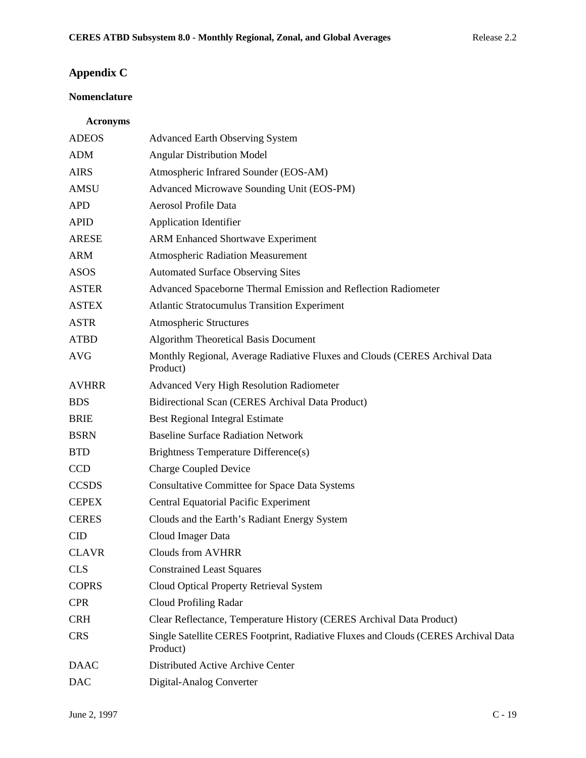# Appendix C

## Nomenclature

### Acronyms

| | |
|---|---|
| ADEOS | Advanced Earth Observing System |
| ADM | Angular Distribution Model |
| AIRS | Atmospheric Infrared Sounder (EOS-AM) |
| AMSU | Advanced Microwave Sounding Unit (EOS-PM) |
| APD | Aerosol Profile Data |
| APID | Application Identifier |
| ARESE | ARM Enhanced Shortwave Experiment |
| ARM | Atmospheric Radiation Measurement |
| ASOS | Automated Surface Observing Sites |
| ASTER | Advanced Spaceborne Thermal Emission and Reflection Radiometer |
| ASTEX | Atlantic Stratocumulus Transition Experiment |
| ASTR | Atmospheric Structures |
| ATBD | Algorithm Theoretical Basis Document |
| AVG | Monthly Regional, Average Radiative Fluxes and Clouds (CERES Archival Data Product) |
| AVHRR | Advanced Very High Resolution Radiometer |
| BDS | Bidirectional Scan (CERES Archival Data Product) |
| BRIE | Best Regional Integral Estimate |
| BSRN | Baseline Surface Radiation Network |
| BTD | Brightness Temperature Difference(s) |
| CCD | Charge Coupled Device |
| CCSDS | Consultative Committee for Space Data Systems |
| CEPEX | Central Equatorial Pacific Experiment |
| CERES | Clouds and the Earth's Radiant Energy System |
| CID | Cloud Imager Data |
| CLAVR | Clouds from AVHRR |
| CLS | Constrained Least Squares |
| COPRS | Cloud Optical Property Retrieval System |
| CPR | Cloud Profiling Radar |
| CRH | Clear Reflectance, Temperature History (CERES Archival Data Product) |
| CRS | Single Satellite CERES Footprint, Radiative Fluxes and Clouds (CERES Archival Data Product) |
| DAAC | Distributed Active Archive Center |
| DAC | Digital-Analog Converter |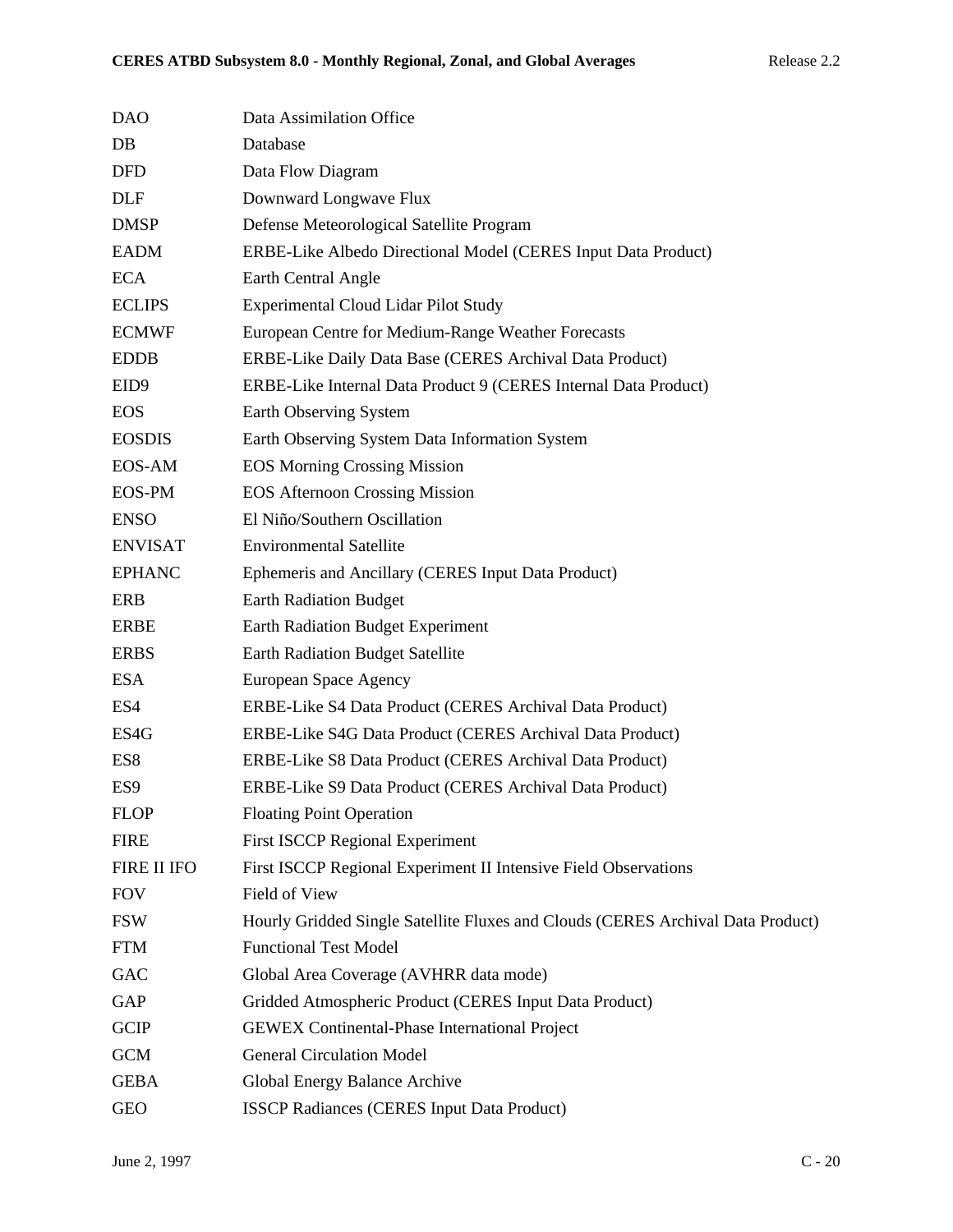| | |
|---|---|
| DAO | Data Assimilation Office |
| DB | Database |
| DFD | Data Flow Diagram |
| DLF | Downward Longwave Flux |
| DMSP | Defense Meteorological Satellite Program |
| EADM | ERBE-Like Albedo Directional Model (CERES Input Data Product) |
| ECA | Earth Central Angle |
| ECLIPS | Experimental Cloud Lidar Pilot Study |
| ECMWF | European Centre for Medium-Range Weather Forecasts |
| EDDB | ERBE-Like Daily Data Base (CERES Archival Data Product) |
| EID9 | ERBE-Like Internal Data Product 9 (CERES Internal Data Product) |
| EOS | Earth Observing System |
| EOSDIS | Earth Observing System Data Information System |
| EOS-AM | EOS Morning Crossing Mission |
| EOS-PM | EOS Afternoon Crossing Mission |
| ENSO | El Niño/Southern Oscillation |
| ENVISAT | Environmental Satellite |
| EPHANC | Ephemeris and Ancillary (CERES Input Data Product) |
| ERB | Earth Radiation Budget |
| ERBE | Earth Radiation Budget Experiment |
| ERBS | Earth Radiation Budget Satellite |
| ESA | European Space Agency |
| ES4 | ERBE-Like S4 Data Product (CERES Archival Data Product) |
| ES4G | ERBE-Like S4G Data Product (CERES Archival Data Product) |
| ES8 | ERBE-Like S8 Data Product (CERES Archival Data Product) |
| ES9 | ERBE-Like S9 Data Product (CERES Archival Data Product) |
| FLOP | Floating Point Operation |
| FIRE | First ISCCP Regional Experiment |
| FIRE II IFO | First ISCCP Regional Experiment II Intensive Field Observations |
| FOV | Field of View |
| FSW | Hourly Gridded Single Satellite Fluxes and Clouds (CERES Archival Data Product) |
| FTM | Functional Test Model |
| GAC | Global Area Coverage (AVHRR data mode) |
| GAP | Gridded Atmospheric Product (CERES Input Data Product) |
| GCIP | GEWEX Continental-Phase International Project |
| GCM | General Circulation Model |
| GEBA | Global Energy Balance Archive |
| GEO | ISSCP Radiances (CERES Input Data Product) |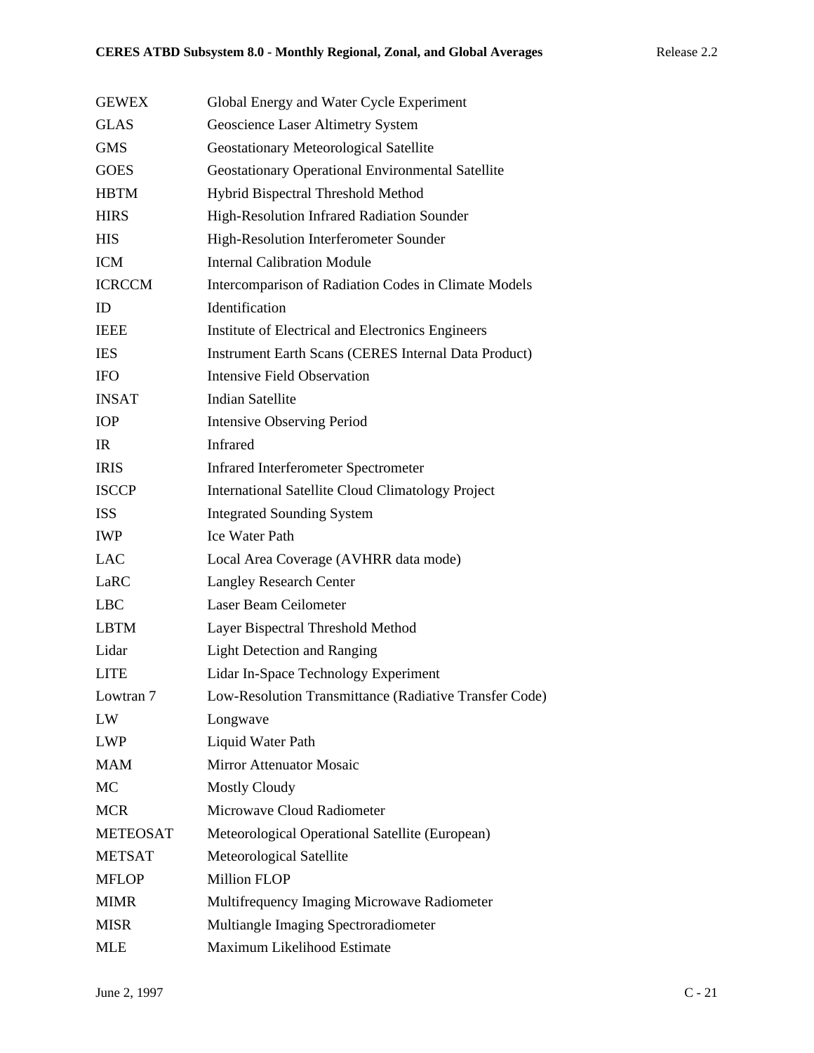| | |
|---|---|
| GEWEX | Global Energy and Water Cycle Experiment |
| GLAS | Geoscience Laser Altimetry System |
| GMS | Geostationary Meteorological Satellite |
| GOES | Geostationary Operational Environmental Satellite |
| HBTM | Hybrid Bispectral Threshold Method |
| HIRS | High-Resolution Infrared Radiation Sounder |
| HIS | High-Resolution Interferometer Sounder |
| ICM | Internal Calibration Module |
| ICRCCM | Intercomparison of Radiation Codes in Climate Models |
| ID | Identification |
| IEEE | Institute of Electrical and Electronics Engineers |
| IES | Instrument Earth Scans (CERES Internal Data Product) |
| IFO | Intensive Field Observation |
| INSAT | Indian Satellite |
| IOP | Intensive Observing Period |
| IR | Infrared |
| IRIS | Infrared Interferometer Spectrometer |
| ISCCP | International Satellite Cloud Climatology Project |
| ISS | Integrated Sounding System |
| IWP | Ice Water Path |
| LAC | Local Area Coverage (AVHRR data mode) |
| LaRC | Langley Research Center |
| LBC | Laser Beam Ceilometer |
| LBTM | Layer Bispectral Threshold Method |
| Lidar | Light Detection and Ranging |
| LITE | Lidar In-Space Technology Experiment |
| Lowtran 7 | Low-Resolution Transmittance (Radiative Transfer Code) |
| LW | Longwave |
| LWP | Liquid Water Path |
| MAM | Mirror Attenuator Mosaic |
| MC | Mostly Cloudy |
| MCR | Microwave Cloud Radiometer |
| METEOSAT | Meteorological Operational Satellite (European) |
| METSAT | Meteorological Satellite |
| MFLOP | Million FLOP |
| MIMR | Multifrequency Imaging Microwave Radiometer |
| MISR | Multiangle Imaging Spectroradiometer |
| MLE | Maximum Likelihood Estimate |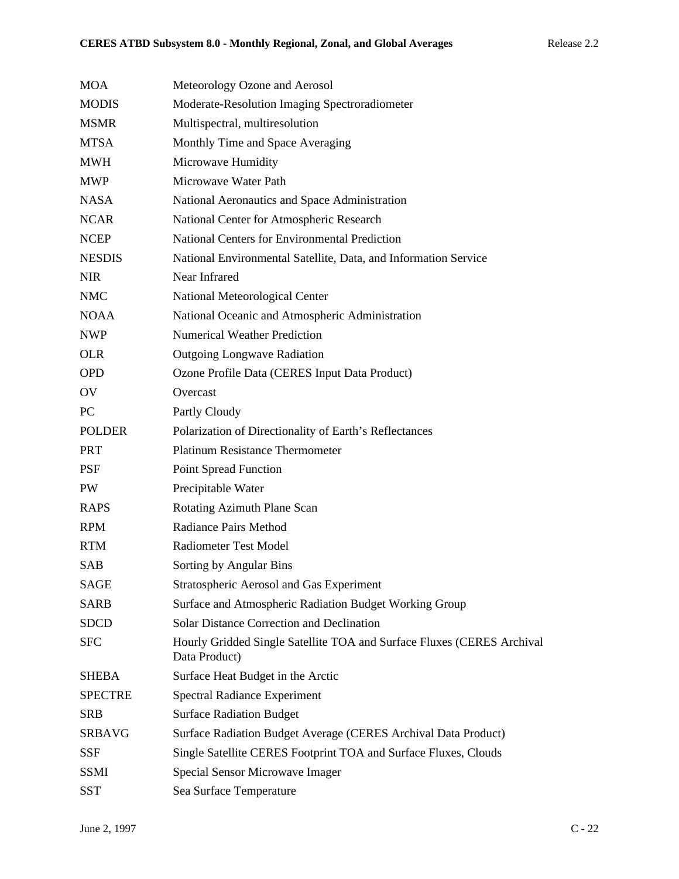| | |
|---|---|
| MOA | Meteorology Ozone and Aerosol |
| MODIS | Moderate-Resolution Imaging Spectroradiometer |
| MSMR | Multispectral, multiresolution |
| MTSA | Monthly Time and Space Averaging |
| MWH | Microwave Humidity |
| MWP | Microwave Water Path |
| NASA | National Aeronautics and Space Administration |
| NCAR | National Center for Atmospheric Research |
| NCEP | National Centers for Environmental Prediction |
| NESDIS | National Environmental Satellite, Data, and Information Service |
| NIR | Near Infrared |
| NMC | National Meteorological Center |
| NOAA | National Oceanic and Atmospheric Administration |
| NWP | Numerical Weather Prediction |
| OLR | Outgoing Longwave Radiation |
| OPD | Ozone Profile Data (CERES Input Data Product) |
| OV | Overcast |
| PC | Partly Cloudy |
| POLDER | Polarization of Directionality of Earth's Reflectances |
| PRT | Platinum Resistance Thermometer |
| PSF | Point Spread Function |
| PW | Precipitable Water |
| RAPS | Rotating Azimuth Plane Scan |
| RPM | Radiance Pairs Method |
| RTM | Radiometer Test Model |
| SAB | Sorting by Angular Bins |
| SAGE | Stratospheric Aerosol and Gas Experiment |
| SARB | Surface and Atmospheric Radiation Budget Working Group |
| SDCD | Solar Distance Correction and Declination |
| SFC | Hourly Gridded Single Satellite TOA and Surface Fluxes (CERES Archival Data Product) |
| SHEBA | Surface Heat Budget in the Arctic |
| SPECTRE | Spectral Radiance Experiment |
| SRB | Surface Radiation Budget |
| SRBAVG | Surface Radiation Budget Average (CERES Archival Data Product) |
| SSF | Single Satellite CERES Footprint TOA and Surface Fluxes, Clouds |
| SSMI | Special Sensor Microwave Imager |
| SST | Sea Surface Temperature |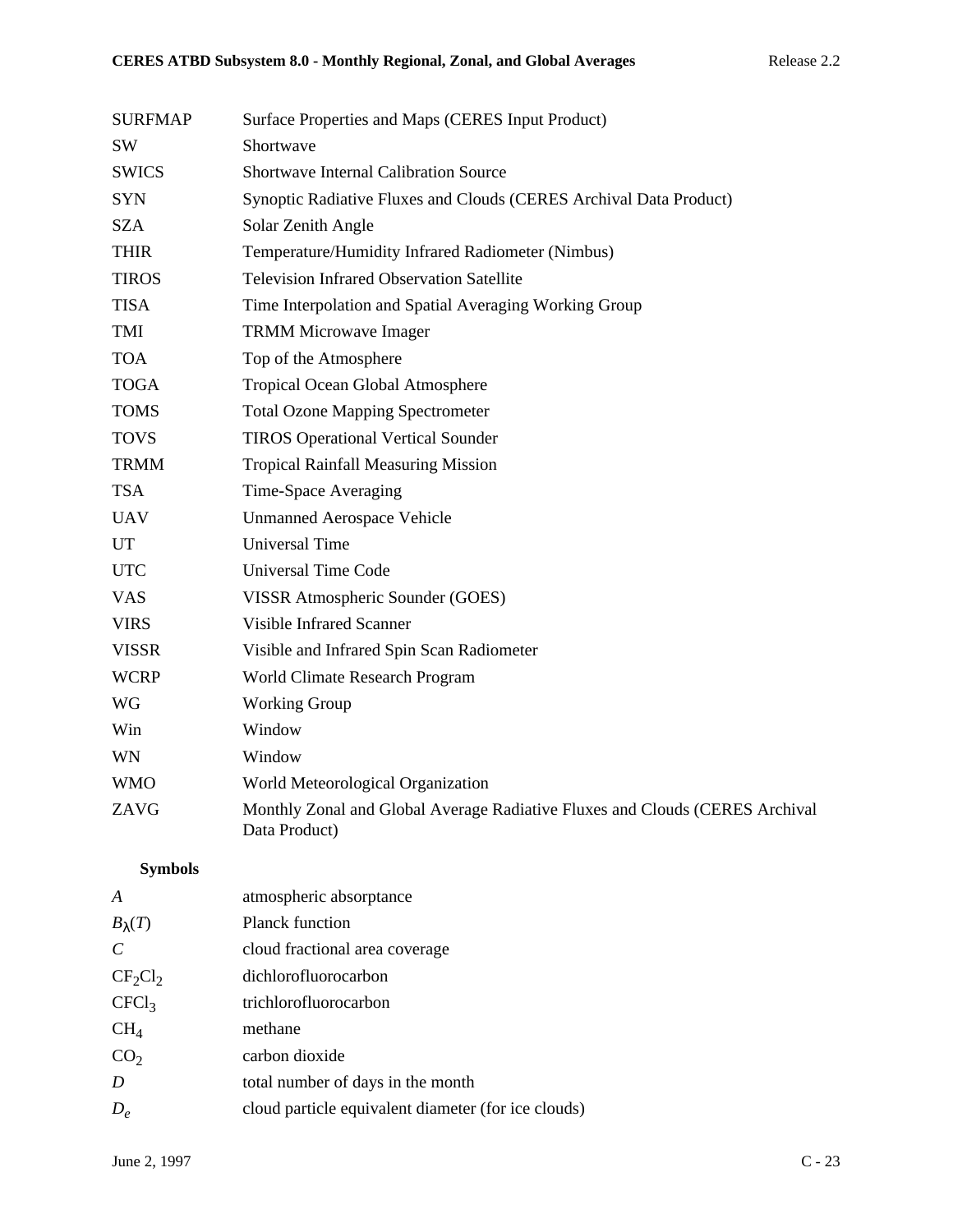| | |
|---|---|
| SURFMAP | Surface Properties and Maps (CERES Input Product) |
| SW | Shortwave |
| SWICS | Shortwave Internal Calibration Source |
| SYN | Synoptic Radiative Fluxes and Clouds (CERES Archival Data Product) |
| SZA | Solar Zenith Angle |
| THIR | Temperature/Humidity Infrared Radiometer (Nimbus) |
| TIROS | Television Infrared Observation Satellite |
| TISA | Time Interpolation and Spatial Averaging Working Group |
| TMI | TRMM Microwave Imager |
| TOA | Top of the Atmosphere |
| TOGA | Tropical Ocean Global Atmosphere |
| TOMS | Total Ozone Mapping Spectrometer |
| TOVS | TIROS Operational Vertical Sounder |
| TRMM | Tropical Rainfall Measuring Mission |
| TSA | Time-Space Averaging |
| UAV | Unmanned Aerospace Vehicle |
| UT | Universal Time |
| UTC | Universal Time Code |
| VAS | VISSR Atmospheric Sounder (GOES) |
| VIRS | Visible Infrared Scanner |
| VISSR | Visible and Infrared Spin Scan Radiometer |
| WCRP | World Climate Research Program |
| WG | Working Group |
| Win | Window |
| WN | Window |
| WMO | World Meteorological Organization |
| ZAVG | Monthly Zonal and Global Average Radiative Fluxes and Clouds (CERES Archival Data Product) |

**Symbols**

| | |
|---|---|
| $A$ | atmospheric absorptance |
| $B_\lambda(T)$ | Planck function |
| $C$ | cloud fractional area coverage |
| $CF_2Cl_2$ | dichlorofluorocarbon |
| $CFCl_3$ | trichlorofluorocarbon |
| $CH_4$ | methane |
| $CO_2$ | carbon dioxide |
| $D$ | total number of days in the month |
| $D_e$ | cloud particle equivalent diameter (for ice clouds) |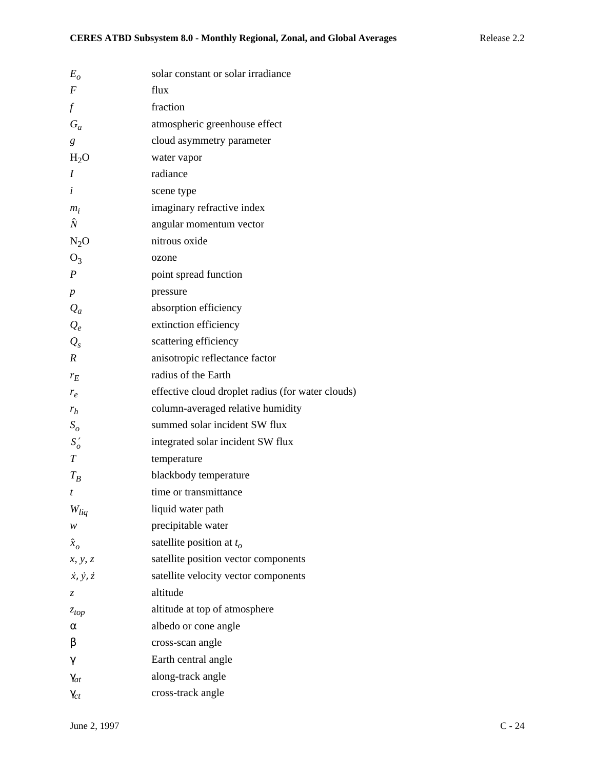| | |
|---|---|
| $E_o$ | solar constant or solar irradiance |
| $F$ | flux |
| $f$ | fraction |
| $G_a$ | atmospheric greenhouse effect |
| $g$ | cloud asymmetry parameter |
| $H_2O$ | water vapor |
| $I$ | radiance |
| $i$ | scene type |
| $m_i$ | imaginary refractive index |
| $\hat{N}$ | angular momentum vector |
| $N_2O$ | nitrous oxide |
| $O_3$ | ozone |
| $P$ | point spread function |
| $p$ | pressure |
| $Q_a$ | absorption efficiency |
| $Q_e$ | extinction efficiency |
| $Q_s$ | scattering efficiency |
| $R$ | anisotropic reflectance factor |
| $r_E$ | radius of the Earth |
| $r_e$ | effective cloud droplet radius (for water clouds) |
| $r_h$ | column-averaged relative humidity |
| $S_o$ | summed solar incident SW flux |
| $S_o'$ | integrated solar incident SW flux |
| $T$ | temperature |
| $T_B$ | blackbody temperature |
| $t$ | time or transmittance |
| $W_{liq}$ | liquid water path |
| $w$ | precipitable water |
| $\hat{x}_o$ | satellite position at $t_o$ |
| $x, y, z$ | satellite position vector components |
| $\dot{x}, \dot{y}, \dot{z}$ | satellite velocity vector components |
| $z$ | altitude |
| $z_{top}$ | altitude at top of atmosphere |
| $\alpha$ | albedo or cone angle |
| $\beta$ | cross-scan angle |
| $\gamma$ | Earth central angle |
| $\gamma_{at}$ | along-track angle |
| $\gamma_{ct}$ | cross-track angle |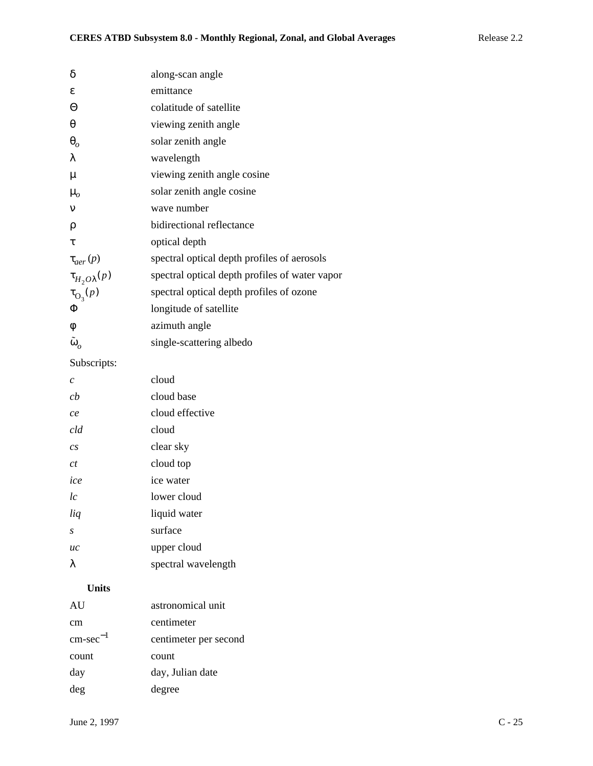| Symbol | Description |
|---|---|
| $\delta$ | along-scan angle |
| $\varepsilon$ | emittance |
| $\Theta$ | colatitude of satellite |
| $\theta$ | viewing zenith angle |
| $\theta_o$ | solar zenith angle |
| $\lambda$ | wavelength |
| $\mu$ | viewing zenith angle cosine |
| $\mu_o$ | solar zenith angle cosine |
| $\nu$ | wave number |
| $\rho$ | bidirectional reflectance |
| $\tau$ | optical depth |
| $\tau_{aer}(p)$ | spectral optical depth profiles of aerosols |
| $\tau_{H_2O\lambda}(p)$ | spectral optical depth profiles of water vapor |
| $\tau_{O_3}(p)$ | spectral optical depth profiles of ozone |
| $\Phi$ | longitude of satellite |
| $\phi$ | azimuth angle |
| $\tilde{\omega}_o$ | single-scattering albedo |

Subscripts:

| Subscript | Description |
|---|---|
| *c* | cloud |
| *cb* | cloud base |
| *ce* | cloud effective |
| *cld* | cloud |
| *cs* | clear sky |
| *ct* | cloud top |
| *ice* | ice water |
| *lc* | lower cloud |
| *liq* | liquid water |
| *s* | surface |
| *uc* | upper cloud |
| $\lambda$ | spectral wavelength |

**Units**

| Unit | Description |
|---|---|
| AU | astronomical unit |
| cm | centimeter |
| cm-sec$^{-1}$ | centimeter per second |
| count | count |
| day | day, Julian date |
| deg | degree |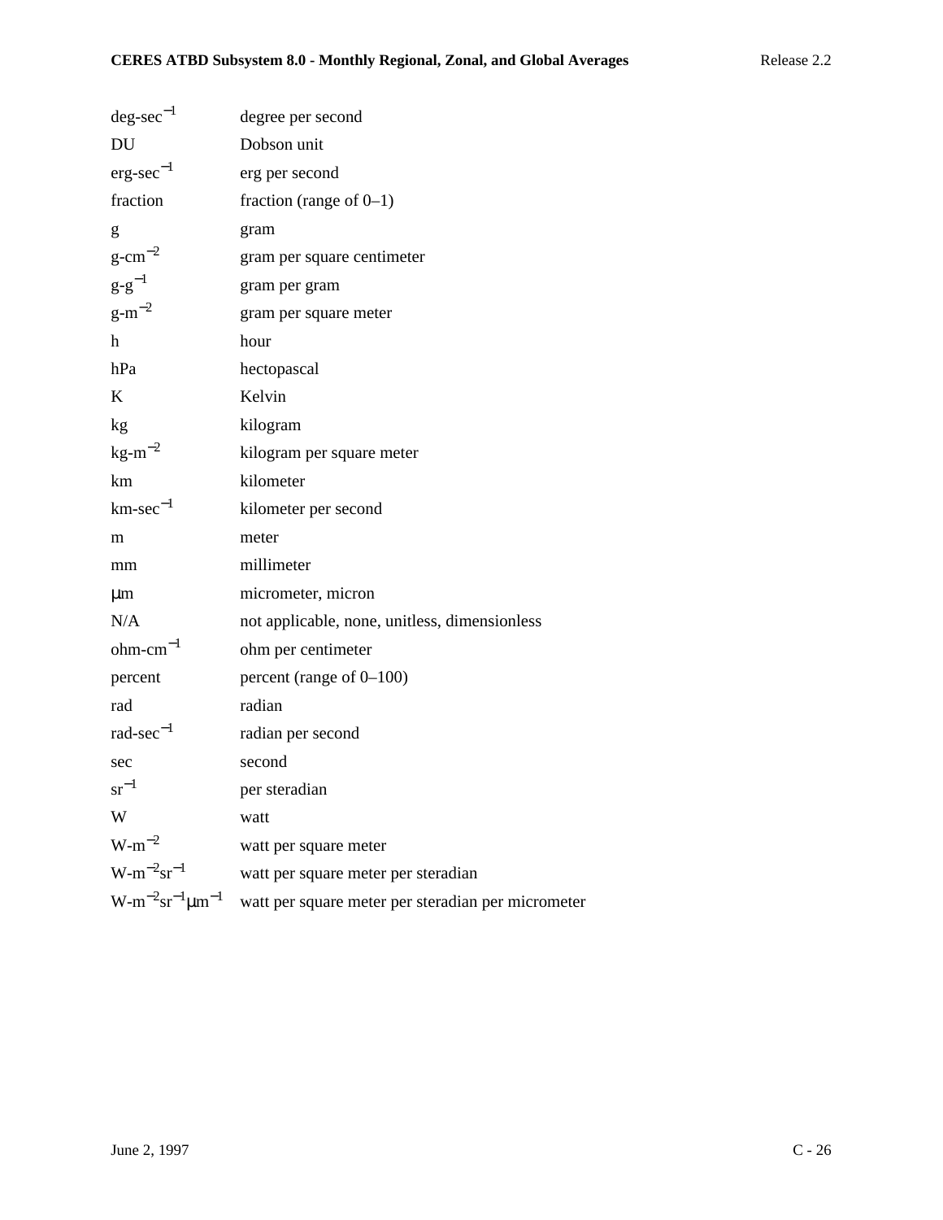| | |
|---|---|
| deg-sec$^{-1}$ | degree per second |
| DU | Dobson unit |
| erg-sec$^{-1}$ | erg per second |
| fraction | fraction (range of 0–1) |
| g | gram |
| g-cm$^{-2}$ | gram per square centimeter |
| g-g$^{-1}$ | gram per gram |
| g-m$^{-2}$ | gram per square meter |
| h | hour |
| hPa | hectopascal |
| K | Kelvin |
| kg | kilogram |
| kg-m$^{-2}$ | kilogram per square meter |
| km | kilometer |
| km-sec$^{-1}$ | kilometer per second |
| m | meter |
| mm | millimeter |
| μm | micrometer, micron |
| N/A | not applicable, none, unitless, dimensionless |
| ohm-cm$^{-1}$ | ohm per centimeter |
| percent | percent (range of 0–100) |
| rad | radian |
| rad-sec$^{-1}$ | radian per second |
| sec | second |
| sr$^{-1}$ | per steradian |
| W | watt |
| W-m$^{-2}$ | watt per square meter |
| W-m$^{-2}$sr$^{-1}$ | watt per square meter per steradian |
| W-m$^{-2}$sr$^{-1}$μm$^{-1}$ | watt per square meter per steradian per micrometer |